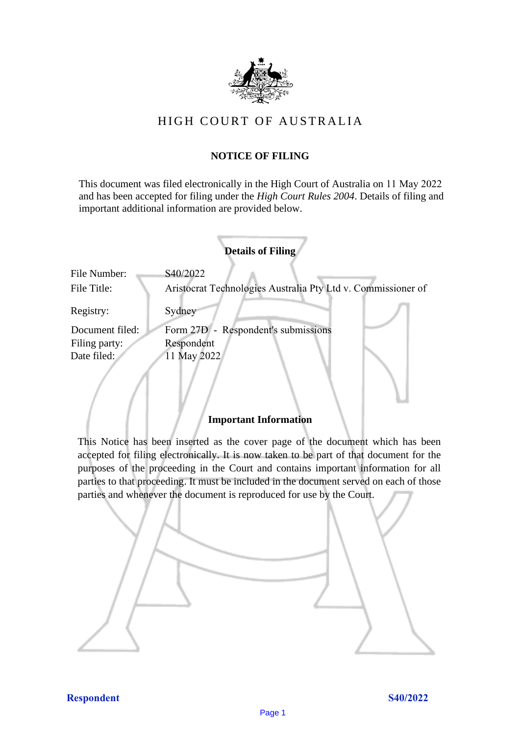# HIGH COURT OF AUSTRALIA

## NOTICE OF FILING

This document was filed electronically in the High Court of Australia on 11 May 2022 and has been accepted for filing under the *High Court Rules 2004*. Details of filing and important additional information are provided below.

### Details of Filing

| | |
|---|---|
| File Number: | S40/2022 |
| File Title: | Aristocrat Technologies Australia Pty Ltd v. Commissioner of |
| Registry: | Sydney |
| Document filed: | Form 27D - Respondent's submissions |
| Filing party: | Respondent |
| Date filed: | 11 May 2022 |

### Important Information

This Notice has been inserted as the cover page of the document which has been accepted for filing electronically. It is now taken to be part of that document for the purposes of the proceeding in the Court and contains important information for all parties to that proceeding. It must be included in the document served on each of those parties and whenever the document is reproduced for use by the Court.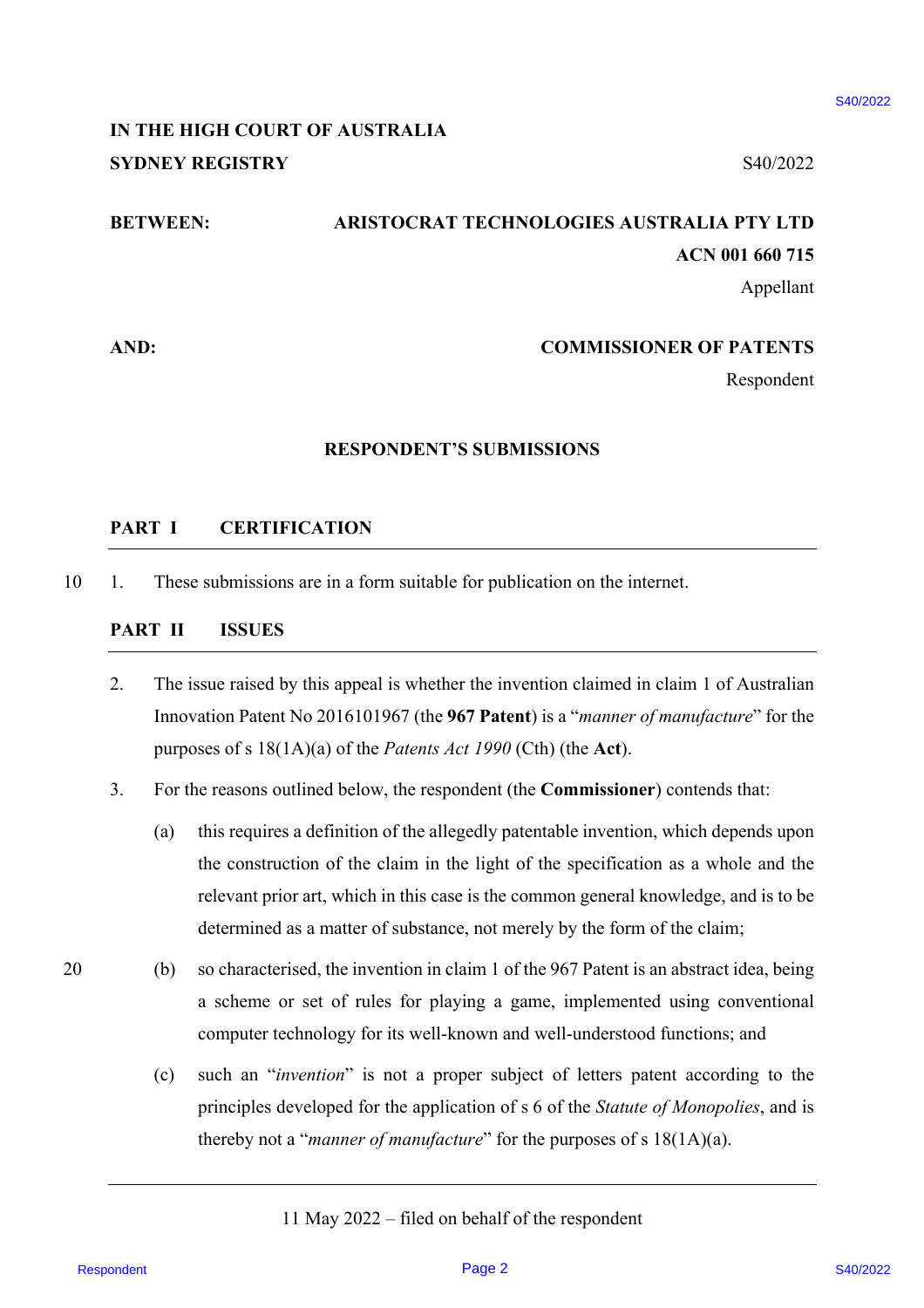**IN THE HIGH COURT OF AUSTRALIA**
**SYDNEY REGISTRY** S40/2022

**BETWEEN:** **ARISTOCRAT TECHNOLOGIES AUSTRALIA PTY LTD**
**ACN 001 660 715**
Appellant

**AND:** **COMMISSIONER OF PATENTS**
Respondent

**RESPONDENT'S SUBMISSIONS**

## PART I CERTIFICATION

1. These submissions are in a form suitable for publication on the internet.

## PART II ISSUES

2. The issue raised by this appeal is whether the invention claimed in claim 1 of Australian Innovation Patent No 2016101967 (the **967 Patent**) is a "*manner of manufacture*" for the purposes of s 18(1A)(a) of the *Patents Act 1990* (Cth) (the **Act**).

3. For the reasons outlined below, the respondent (the **Commissioner**) contends that:

   (a) this requires a definition of the allegedly patentable invention, which depends upon the construction of the claim in the light of the specification as a whole and the relevant prior art, which in this case is the common general knowledge, and is to be determined as a matter of substance, not merely by the form of the claim;

   (b) so characterised, the invention in claim 1 of the 967 Patent is an abstract idea, being a scheme or set of rules for playing a game, implemented using conventional computer technology for its well-known and well-understood functions; and

   (c) such an "*invention*" is not a proper subject of letters patent according to the principles developed for the application of s 6 of the *Statute of Monopolies*, and is thereby not a "*manner of manufacture*" for the purposes of s 18(1A)(a).

11 May 2022 – filed on behalf of the respondent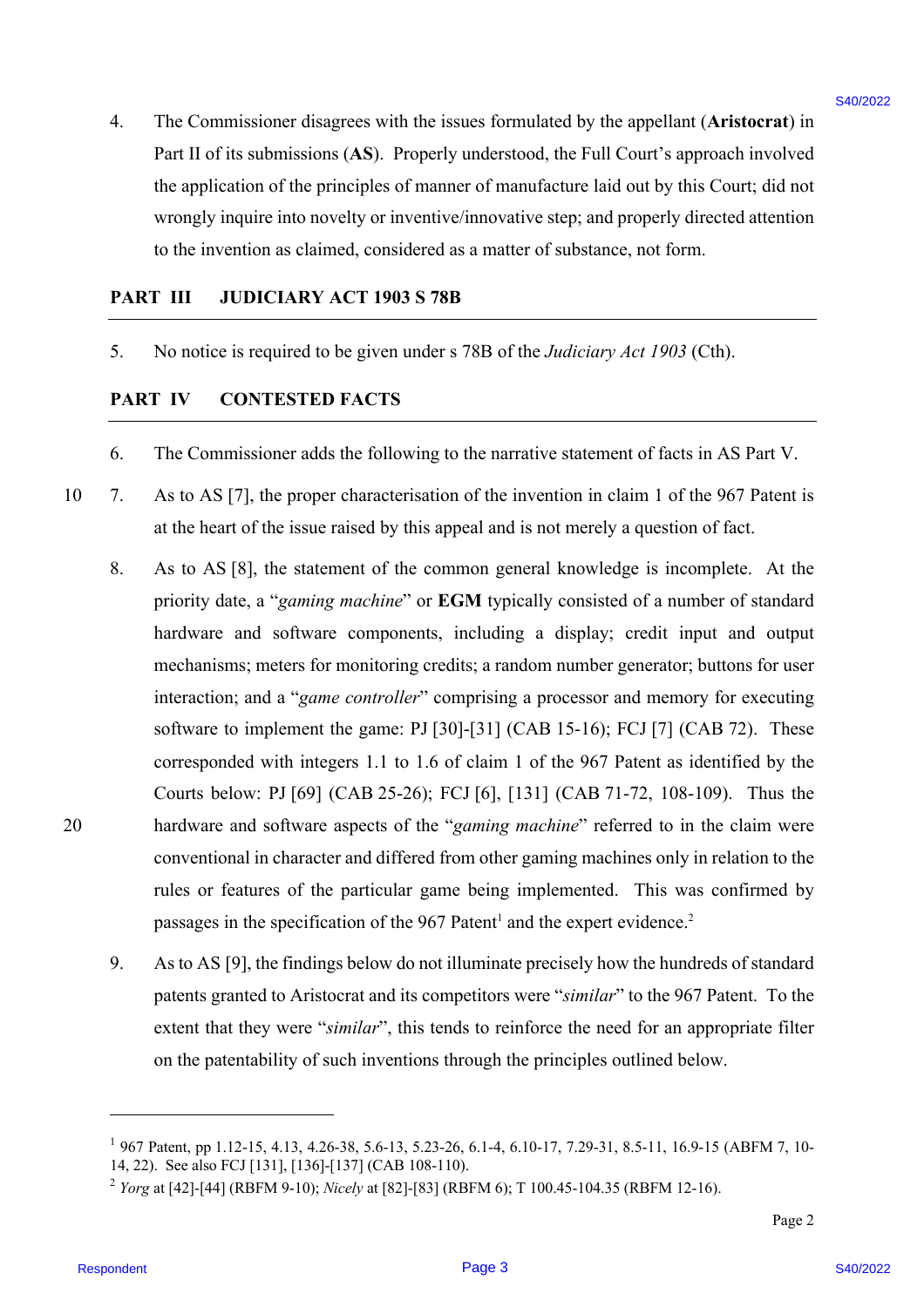4. The Commissioner disagrees with the issues formulated by the appellant (**Aristocrat**) in Part II of its submissions (**AS**). Properly understood, the Full Court's approach involved the application of the principles of manner of manufacture laid out by this Court; did not wrongly inquire into novelty or inventive/innovative step; and properly directed attention to the invention as claimed, considered as a matter of substance, not form.

## PART III JUDICIARY ACT 1903 S 78B

5. No notice is required to be given under s 78B of the *Judiciary Act 1903* (Cth).

## PART IV CONTESTED FACTS

6. The Commissioner adds the following to the narrative statement of facts in AS Part V.

7. As to AS [7], the proper characterisation of the invention in claim 1 of the 967 Patent is at the heart of the issue raised by this appeal and is not merely a question of fact.

8. As to AS [8], the statement of the common general knowledge is incomplete. At the priority date, a "*gaming machine*" or **EGM** typically consisted of a number of standard hardware and software components, including a display; credit input and output mechanisms; meters for monitoring credits; a random number generator; buttons for user interaction; and a "*game controller*" comprising a processor and memory for executing software to implement the game: PJ [30]-[31] (CAB 15-16); FCJ [7] (CAB 72). These corresponded with integers 1.1 to 1.6 of claim 1 of the 967 Patent as identified by the Courts below: PJ [69] (CAB 25-26); FCJ [6], [131] (CAB 71-72, 108-109). Thus the hardware and software aspects of the "*gaming machine*" referred to in the claim were conventional in character and differed from other gaming machines only in relation to the rules or features of the particular game being implemented. This was confirmed by passages in the specification of the 967 Patent[1] and the expert evidence.[2]

9. As to AS [9], the findings below do not illuminate precisely how the hundreds of standard patents granted to Aristocrat and its competitors were "*similar*" to the 967 Patent. To the extent that they were "*similar*", this tends to reinforce the need for an appropriate filter on the patentability of such inventions through the principles outlined below.

---

[1] 967 Patent, pp 1.12-15, 4.13, 4.26-38, 5.6-13, 5.23-26, 6.1-4, 6.10-17, 7.29-31, 8.5-11, 16.9-15 (ABFM 7, 10-14, 22). See also FCJ [131], [136]-[137] (CAB 108-110).

[2] *Yorg* at [42]-[44] (RBFM 9-10); *Nicely* at [82]-[83] (RBFM 6); T 100.45-104.35 (RBFM 12-16).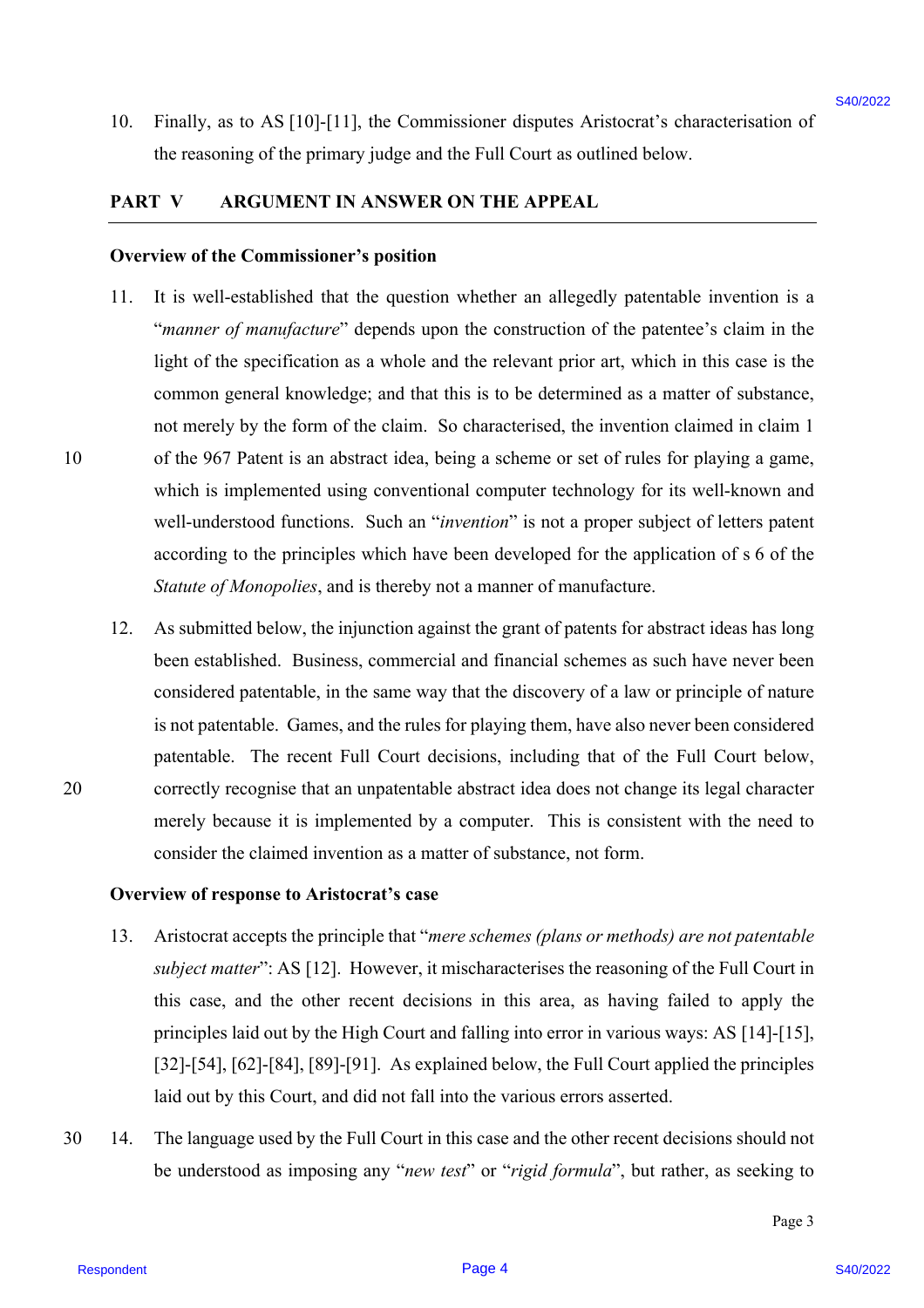10. Finally, as to AS [10]-[11], the Commissioner disputes Aristocrat's characterisation of the reasoning of the primary judge and the Full Court as outlined below.

## PART V ARGUMENT IN ANSWER ON THE APPEAL

### Overview of the Commissioner's position

11. It is well-established that the question whether an allegedly patentable invention is a "*manner of manufacture*" depends upon the construction of the patentee's claim in the light of the specification as a whole and the relevant prior art, which in this case is the common general knowledge; and that this is to be determined as a matter of substance, not merely by the form of the claim. So characterised, the invention claimed in claim 1 of the 967 Patent is an abstract idea, being a scheme or set of rules for playing a game, which is implemented using conventional computer technology for its well-known and well-understood functions. Such an "*invention*" is not a proper subject of letters patent according to the principles which have been developed for the application of s 6 of the *Statute of Monopolies*, and is thereby not a manner of manufacture.

12. As submitted below, the injunction against the grant of patents for abstract ideas has long been established. Business, commercial and financial schemes as such have never been considered patentable, in the same way that the discovery of a law or principle of nature is not patentable. Games, and the rules for playing them, have also never been considered patentable. The recent Full Court decisions, including that of the Full Court below, correctly recognise that an unpatentable abstract idea does not change its legal character merely because it is implemented by a computer. This is consistent with the need to consider the claimed invention as a matter of substance, not form.

### Overview of response to Aristocrat's case

13. Aristocrat accepts the principle that "*mere schemes (plans or methods) are not patentable subject matter*": AS [12]. However, it mischaracterises the reasoning of the Full Court in this case, and the other recent decisions in this area, as having failed to apply the principles laid out by the High Court and falling into error in various ways: AS [14]-[15], [32]-[54], [62]-[84], [89]-[91]. As explained below, the Full Court applied the principles laid out by this Court, and did not fall into the various errors asserted.

14. The language used by the Full Court in this case and the other recent decisions should not be understood as imposing any "*new test*" or "*rigid formula*", but rather, as seeking to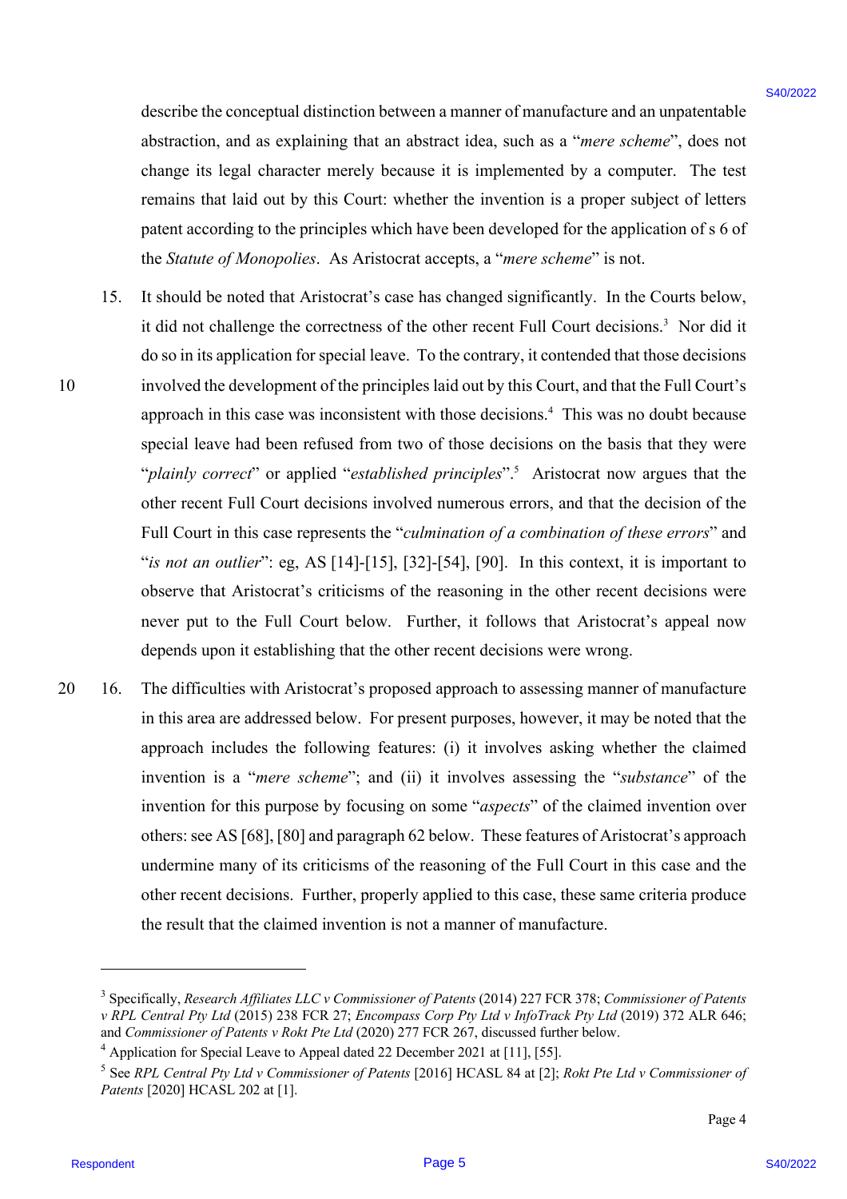describe the conceptual distinction between a manner of manufacture and an unpatentable abstraction, and as explaining that an abstract idea, such as a "*mere scheme*", does not change its legal character merely because it is implemented by a computer. The test remains that laid out by this Court: whether the invention is a proper subject of letters patent according to the principles which have been developed for the application of s 6 of the *Statute of Monopolies*. As Aristocrat accepts, a "*mere scheme*" is not.

15. It should be noted that Aristocrat's case has changed significantly. In the Courts below, it did not challenge the correctness of the other recent Full Court decisions.[3] Nor did it do so in its application for special leave. To the contrary, it contended that those decisions involved the development of the principles laid out by this Court, and that the Full Court's approach in this case was inconsistent with those decisions.[4] This was no doubt because special leave had been refused from two of those decisions on the basis that they were "*plainly correct*" or applied "*established principles*".[5] Aristocrat now argues that the other recent Full Court decisions involved numerous errors, and that the decision of the Full Court in this case represents the "*culmination of a combination of these errors*" and "*is not an outlier*": eg, AS [14]-[15], [32]-[54], [90]. In this context, it is important to observe that Aristocrat's criticisms of the reasoning in the other recent decisions were never put to the Full Court below. Further, it follows that Aristocrat's appeal now depends upon it establishing that the other recent decisions were wrong.

16. The difficulties with Aristocrat's proposed approach to assessing manner of manufacture in this area are addressed below. For present purposes, however, it may be noted that the approach includes the following features: (i) it involves asking whether the claimed invention is a "*mere scheme*"; and (ii) it involves assessing the "*substance*" of the invention for this purpose by focusing on some "*aspects*" of the claimed invention over others: see AS [68], [80] and paragraph 62 below. These features of Aristocrat's approach undermine many of its criticisms of the reasoning of the Full Court in this case and the other recent decisions. Further, properly applied to this case, these same criteria produce the result that the claimed invention is not a manner of manufacture.

---

[3] Specifically, *Research Affiliates LLC v Commissioner of Patents* (2014) 227 FCR 378; *Commissioner of Patents v RPL Central Pty Ltd* (2015) 238 FCR 27; *Encompass Corp Pty Ltd v InfoTrack Pty Ltd* (2019) 372 ALR 646; and *Commissioner of Patents v Rokt Pte Ltd* (2020) 277 FCR 267, discussed further below.

[4] Application for Special Leave to Appeal dated 22 December 2021 at [11], [55].

[5] See *RPL Central Pty Ltd v Commissioner of Patents* [2016] HCASL 84 at [2]; *Rokt Pte Ltd v Commissioner of Patents* [2020] HCASL 202 at [1].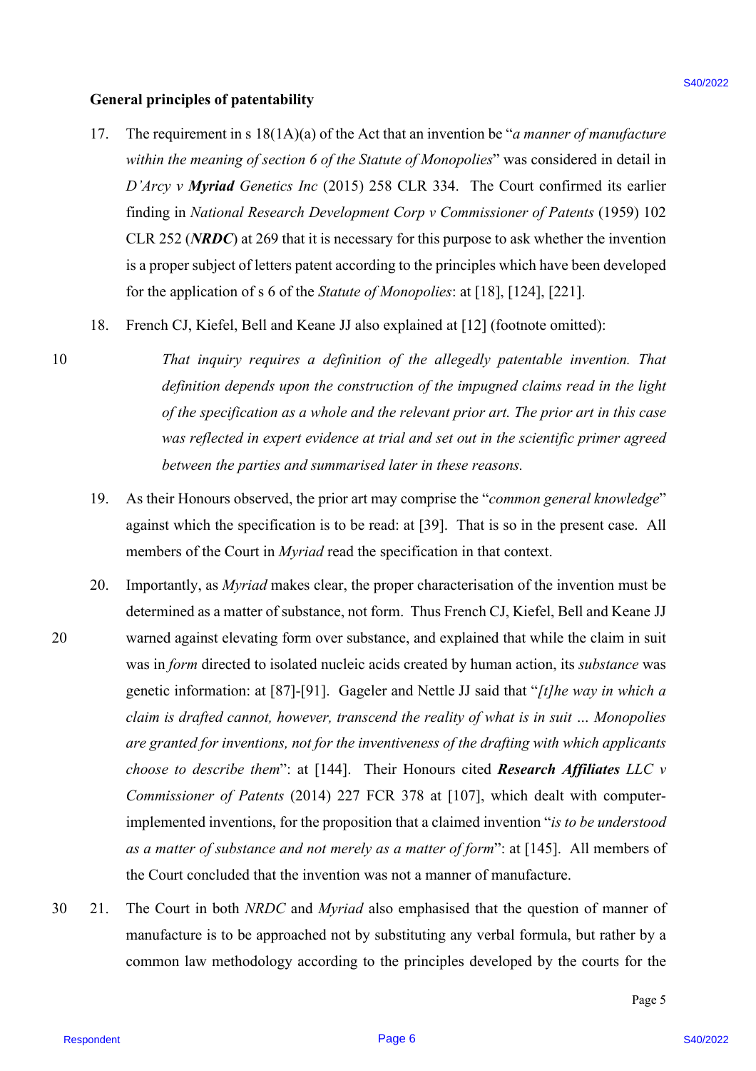**General principles of patentability**

17. The requirement in s 18(1A)(a) of the Act that an invention be "*a manner of manufacture within the meaning of section 6 of the Statute of Monopolies*" was considered in detail in *D'Arcy v **Myriad** Genetics Inc* (2015) 258 CLR 334. The Court confirmed its earlier finding in *National Research Development Corp v Commissioner of Patents* (1959) 102 CLR 252 (***NRDC***) at 269 that it is necessary for this purpose to ask whether the invention is a proper subject of letters patent according to the principles which have been developed for the application of s 6 of the *Statute of Monopolies*: at [18], [124], [221].

18. French CJ, Kiefel, Bell and Keane JJ also explained at [12] (footnote omitted):

> *That inquiry requires a definition of the allegedly patentable invention. That definition depends upon the construction of the impugned claims read in the light of the specification as a whole and the relevant prior art. The prior art in this case was reflected in expert evidence at trial and set out in the scientific primer agreed between the parties and summarised later in these reasons.*

19. As their Honours observed, the prior art may comprise the "*common general knowledge*" against which the specification is to be read: at [39]. That is so in the present case. All members of the Court in *Myriad* read the specification in that context.

20. Importantly, as *Myriad* makes clear, the proper characterisation of the invention must be determined as a matter of substance, not form. Thus French CJ, Kiefel, Bell and Keane JJ warned against elevating form over substance, and explained that while the claim in suit was in *form* directed to isolated nucleic acids created by human action, its *substance* was genetic information: at [87]-[91]. Gageler and Nettle JJ said that "*[t]he way in which a claim is drafted cannot, however, transcend the reality of what is in suit … Monopolies are granted for inventions, not for the inventiveness of the drafting with which applicants choose to describe them*": at [144]. Their Honours cited ***Research Affiliates** LLC v Commissioner of Patents* (2014) 227 FCR 378 at [107], which dealt with computer-implemented inventions, for the proposition that a claimed invention "*is to be understood as a matter of substance and not merely as a matter of form*": at [145]. All members of the Court concluded that the invention was not a manner of manufacture.

21. The Court in both *NRDC* and *Myriad* also emphasised that the question of manner of manufacture is to be approached not by substituting any verbal formula, but rather by a common law methodology according to the principles developed by the courts for the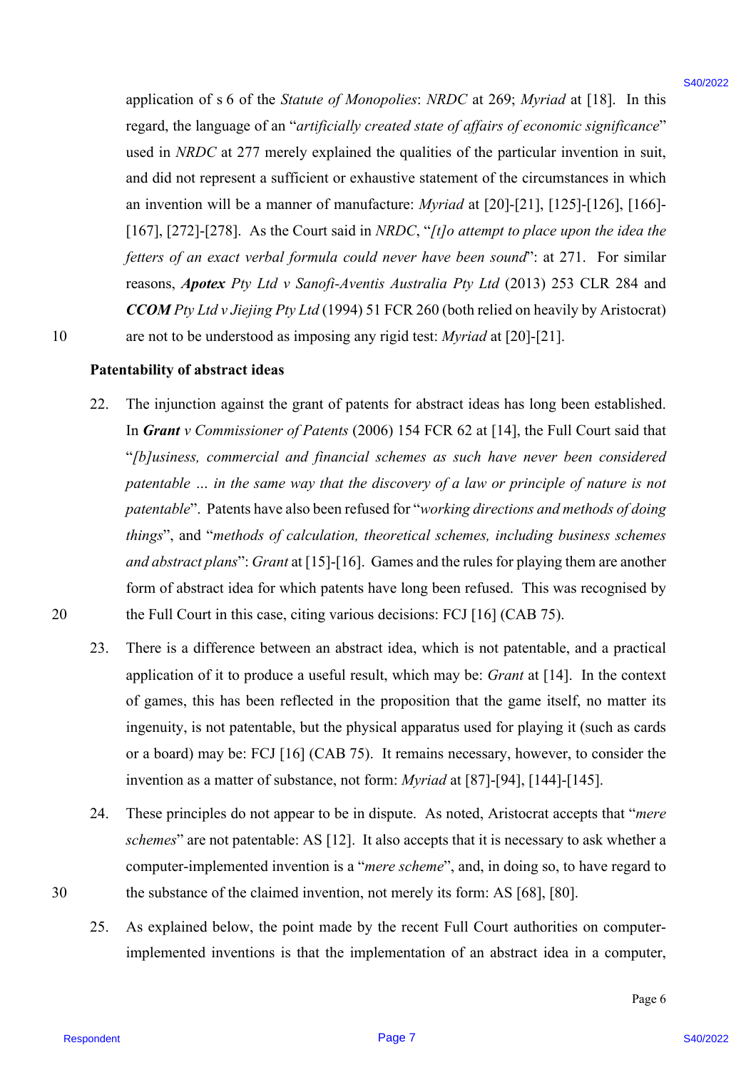application of s 6 of the *Statute of Monopolies*: *NRDC* at 269; *Myriad* at [18]. In this regard, the language of an "*artificially created state of affairs of economic significance*" used in *NRDC* at 277 merely explained the qualities of the particular invention in suit, and did not represent a sufficient or exhaustive statement of the circumstances in which an invention will be a manner of manufacture: *Myriad* at [20]-[21], [125]-[126], [166]-[167], [272]-[278]. As the Court said in *NRDC*, "*[t]o attempt to place upon the idea the fetters of an exact verbal formula could never have been sound*": at 271. For similar reasons, ***Apotex*** *Pty Ltd v Sanofi-Aventis Australia Pty Ltd* (2013) 253 CLR 284 and ***CCOM*** *Pty Ltd v Jiejing Pty Ltd* (1994) 51 FCR 260 (both relied on heavily by Aristocrat) are not to be understood as imposing any rigid test: *Myriad* at [20]-[21].

**Patentability of abstract ideas**

22. The injunction against the grant of patents for abstract ideas has long been established. In ***Grant*** *v Commissioner of Patents* (2006) 154 FCR 62 at [14], the Full Court said that "*[b]usiness, commercial and financial schemes as such have never been considered patentable … in the same way that the discovery of a law or principle of nature is not patentable*". Patents have also been refused for "*working directions and methods of doing things*", and "*methods of calculation, theoretical schemes, including business schemes and abstract plans*": *Grant* at [15]-[16]. Games and the rules for playing them are another form of abstract idea for which patents have long been refused. This was recognised by the Full Court in this case, citing various decisions: FCJ [16] (CAB 75).

23. There is a difference between an abstract idea, which is not patentable, and a practical application of it to produce a useful result, which may be: *Grant* at [14]. In the context of games, this has been reflected in the proposition that the game itself, no matter its ingenuity, is not patentable, but the physical apparatus used for playing it (such as cards or a board) may be: FCJ [16] (CAB 75). It remains necessary, however, to consider the invention as a matter of substance, not form: *Myriad* at [87]-[94], [144]-[145].

24. These principles do not appear to be in dispute. As noted, Aristocrat accepts that "*mere schemes*" are not patentable: AS [12]. It also accepts that it is necessary to ask whether a computer-implemented invention is a "*mere scheme*", and, in doing so, to have regard to the substance of the claimed invention, not merely its form: AS [68], [80].

25. As explained below, the point made by the recent Full Court authorities on computer-implemented inventions is that the implementation of an abstract idea in a computer,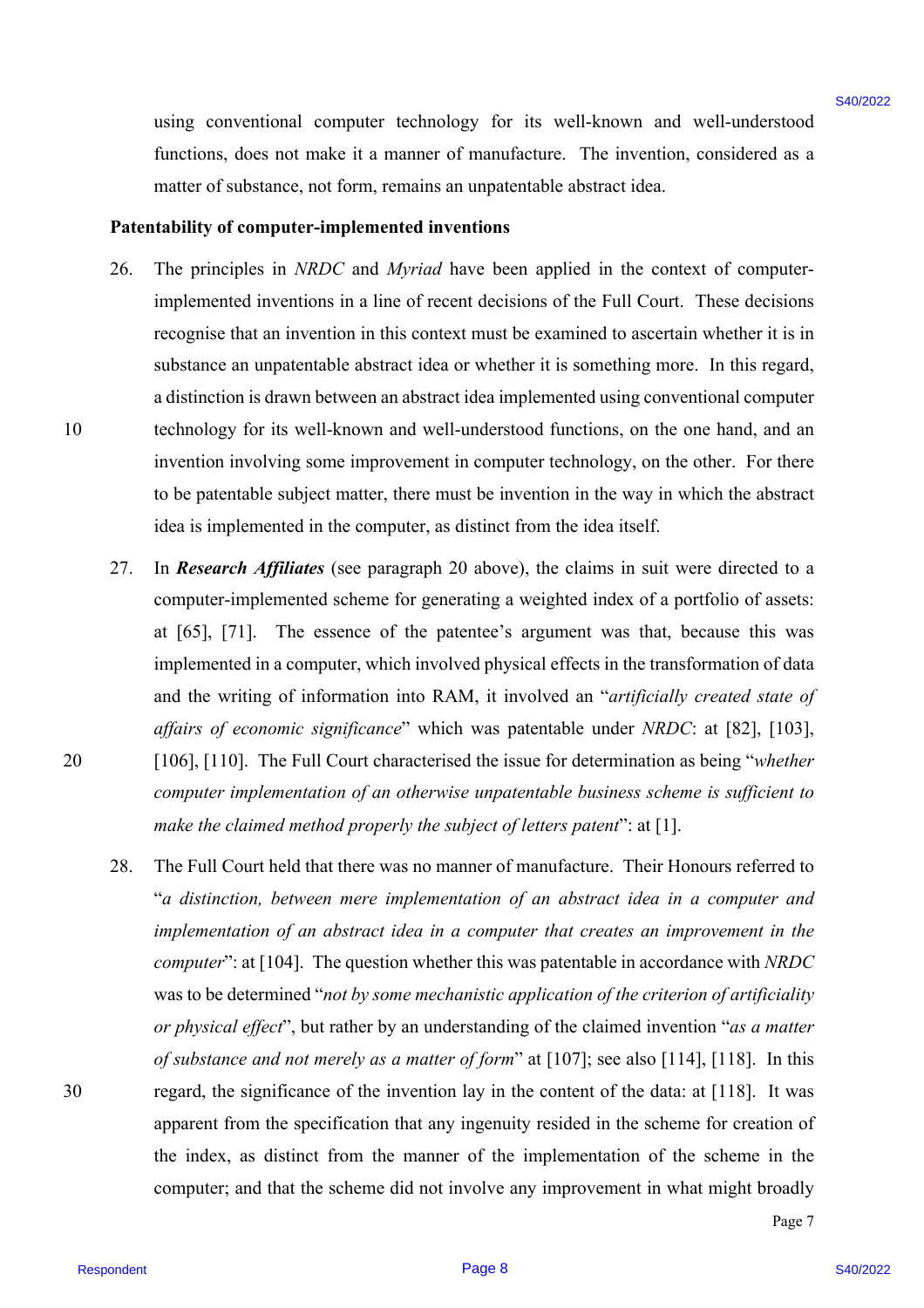using conventional computer technology for its well-known and well-understood functions, does not make it a manner of manufacture. The invention, considered as a matter of substance, not form, remains an unpatentable abstract idea.

**Patentability of computer-implemented inventions**

26. The principles in *NRDC* and *Myriad* have been applied in the context of computer-implemented inventions in a line of recent decisions of the Full Court. These decisions recognise that an invention in this context must be examined to ascertain whether it is in substance an unpatentable abstract idea or whether it is something more. In this regard, a distinction is drawn between an abstract idea implemented using conventional computer technology for its well-known and well-understood functions, on the one hand, and an invention involving some improvement in computer technology, on the other. For there to be patentable subject matter, there must be invention in the way in which the abstract idea is implemented in the computer, as distinct from the idea itself.

27. In ***Research Affiliates*** (see paragraph 20 above), the claims in suit were directed to a computer-implemented scheme for generating a weighted index of a portfolio of assets: at [65], [71]. The essence of the patentee's argument was that, because this was implemented in a computer, which involved physical effects in the transformation of data and the writing of information into RAM, it involved an "*artificially created state of affairs of economic significance*" which was patentable under *NRDC*: at [82], [103], [106], [110]. The Full Court characterised the issue for determination as being "*whether computer implementation of an otherwise unpatentable business scheme is sufficient to make the claimed method properly the subject of letters patent*": at [1].

28. The Full Court held that there was no manner of manufacture. Their Honours referred to "*a distinction, between mere implementation of an abstract idea in a computer and implementation of an abstract idea in a computer that creates an improvement in the computer*": at [104]. The question whether this was patentable in accordance with *NRDC* was to be determined "*not by some mechanistic application of the criterion of artificiality or physical effect*", but rather by an understanding of the claimed invention "*as a matter of substance and not merely as a matter of form*" at [107]; see also [114], [118]. In this regard, the significance of the invention lay in the content of the data: at [118]. It was apparent from the specification that any ingenuity resided in the scheme for creation of the index, as distinct from the manner of the implementation of the scheme in the computer; and that the scheme did not involve any improvement in what might broadly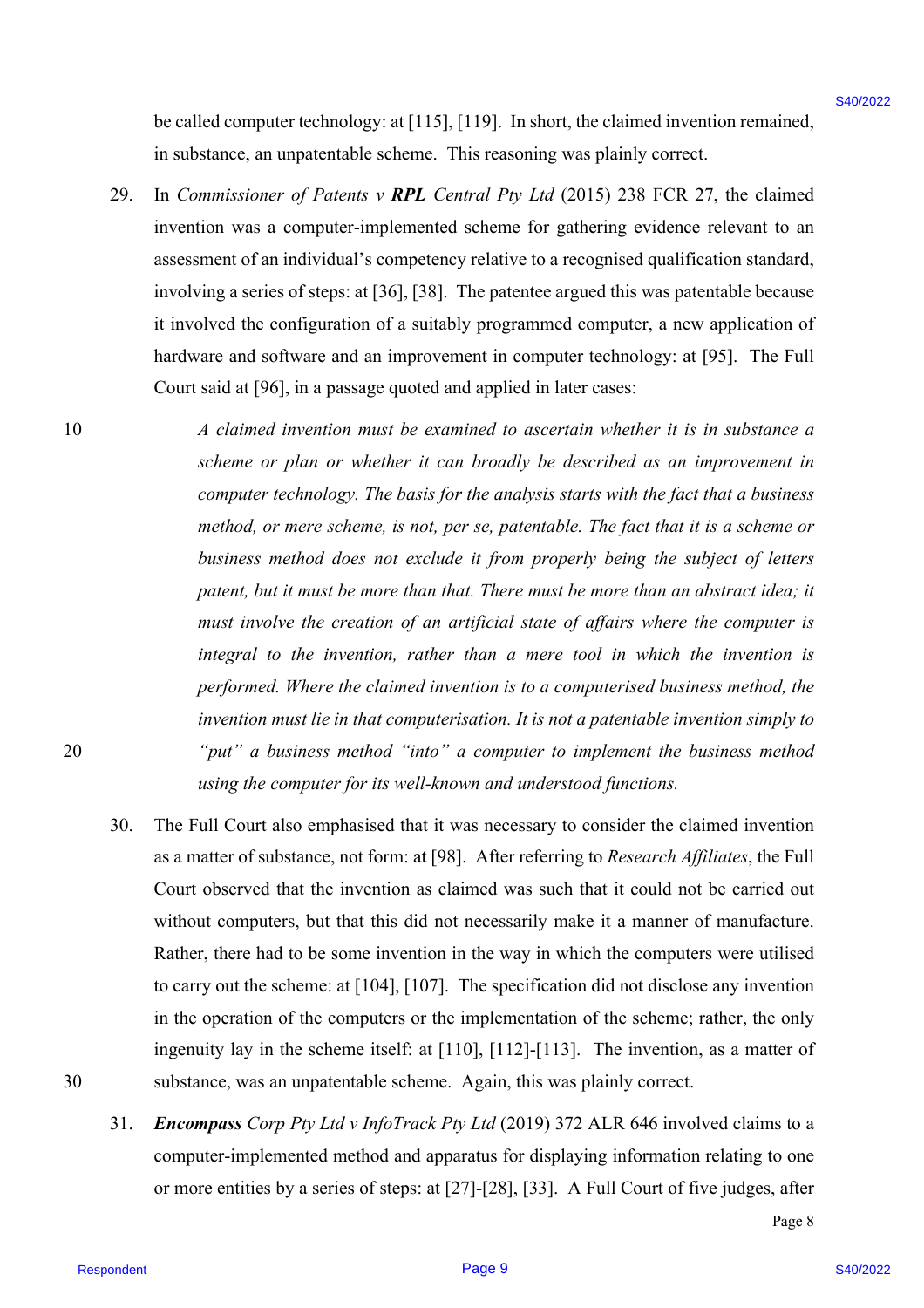be called computer technology: at [115], [119]. In short, the claimed invention remained, in substance, an unpatentable scheme. This reasoning was plainly correct.

29. In *Commissioner of Patents v* ***RPL*** *Central Pty Ltd* (2015) 238 FCR 27, the claimed invention was a computer-implemented scheme for gathering evidence relevant to an assessment of an individual's competency relative to a recognised qualification standard, involving a series of steps: at [36], [38]. The patentee argued this was patentable because it involved the configuration of a suitably programmed computer, a new application of hardware and software and an improvement in computer technology: at [95]. The Full Court said at [96], in a passage quoted and applied in later cases:

> *A claimed invention must be examined to ascertain whether it is in substance a scheme or plan or whether it can broadly be described as an improvement in computer technology. The basis for the analysis starts with the fact that a business method, or mere scheme, is not, per se, patentable. The fact that it is a scheme or business method does not exclude it from properly being the subject of letters patent, but it must be more than that. There must be more than an abstract idea; it must involve the creation of an artificial state of affairs where the computer is integral to the invention, rather than a mere tool in which the invention is performed. Where the claimed invention is to a computerised business method, the invention must lie in that computerisation. It is not a patentable invention simply to "put" a business method "into" a computer to implement the business method using the computer for its well-known and understood functions.*

30. The Full Court also emphasised that it was necessary to consider the claimed invention as a matter of substance, not form: at [98]. After referring to *Research Affiliates*, the Full Court observed that the invention as claimed was such that it could not be carried out without computers, but that this did not necessarily make it a manner of manufacture. Rather, there had to be some invention in the way in which the computers were utilised to carry out the scheme: at [104], [107]. The specification did not disclose any invention in the operation of the computers or the implementation of the scheme; rather, the only ingenuity lay in the scheme itself: at [110], [112]-[113]. The invention, as a matter of substance, was an unpatentable scheme. Again, this was plainly correct.

31. ***Encompass*** *Corp Pty Ltd v InfoTrack Pty Ltd* (2019) 372 ALR 646 involved claims to a computer-implemented method and apparatus for displaying information relating to one or more entities by a series of steps: at [27]-[28], [33]. A Full Court of five judges, after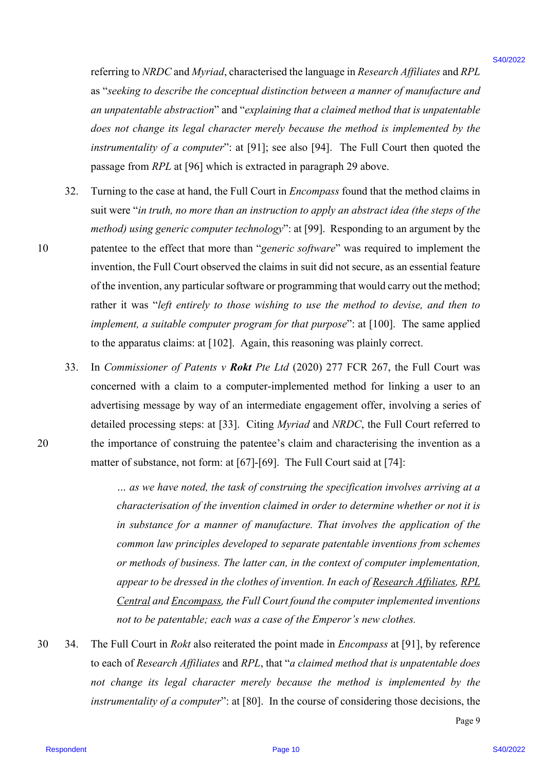referring to *NRDC* and *Myriad*, characterised the language in *Research Affiliates* and *RPL* as "*seeking to describe the conceptual distinction between a manner of manufacture and an unpatentable abstraction*" and "*explaining that a claimed method that is unpatentable does not change its legal character merely because the method is implemented by the instrumentality of a computer*": at [91]; see also [94]. The Full Court then quoted the passage from *RPL* at [96] which is extracted in paragraph 29 above.

32. Turning to the case at hand, the Full Court in *Encompass* found that the method claims in suit were "*in truth, no more than an instruction to apply an abstract idea (the steps of the method) using generic computer technology*": at [99]. Responding to an argument by the patentee to the effect that more than "*generic software*" was required to implement the invention, the Full Court observed the claims in suit did not secure, as an essential feature of the invention, any particular software or programming that would carry out the method; rather it was "*left entirely to those wishing to use the method to devise, and then to implement, a suitable computer program for that purpose*": at [100]. The same applied to the apparatus claims: at [102]. Again, this reasoning was plainly correct.

33. In *Commissioner of Patents v* ***Rokt*** *Pte Ltd* (2020) 277 FCR 267, the Full Court was concerned with a claim to a computer-implemented method for linking a user to an advertising message by way of an intermediate engagement offer, involving a series of detailed processing steps: at [33]. Citing *Myriad* and *NRDC*, the Full Court referred to the importance of construing the patentee's claim and characterising the invention as a matter of substance, not form: at [67]-[69]. The Full Court said at [74]:

> *… as we have noted, the task of construing the specification involves arriving at a characterisation of the invention claimed in order to determine whether or not it is in substance for a manner of manufacture. That involves the application of the common law principles developed to separate patentable inventions from schemes or methods of business. The latter can, in the context of computer implementation, appear to be dressed in the clothes of invention. In each of <u>Research Affiliates</u>, <u>RPL Central</u> and <u>Encompass</u>, the Full Court found the computer implemented inventions not to be patentable; each was a case of the Emperor's new clothes.*

34. The Full Court in *Rokt* also reiterated the point made in *Encompass* at [91], by reference to each of *Research Affiliates* and *RPL*, that "*a claimed method that is unpatentable does not change its legal character merely because the method is implemented by the instrumentality of a computer*": at [80]. In the course of considering those decisions, the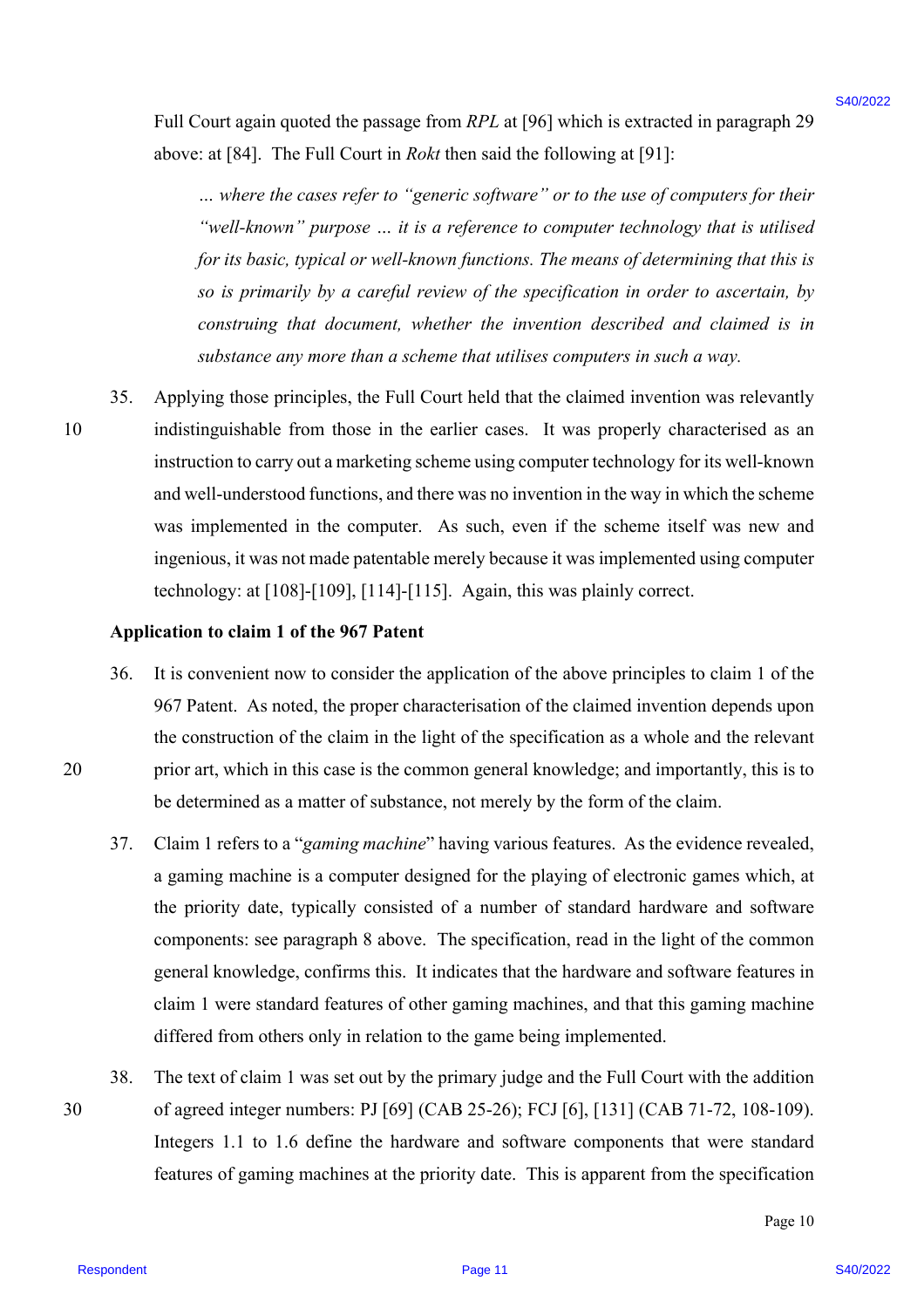Full Court again quoted the passage from *RPL* at [96] which is extracted in paragraph 29 above: at [84]. The Full Court in *Rokt* then said the following at [91]:

> *… where the cases refer to "generic software" or to the use of computers for their "well-known" purpose … it is a reference to computer technology that is utilised for its basic, typical or well-known functions. The means of determining that this is so is primarily by a careful review of the specification in order to ascertain, by construing that document, whether the invention described and claimed is in substance any more than a scheme that utilises computers in such a way.*

35. Applying those principles, the Full Court held that the claimed invention was relevantly indistinguishable from those in the earlier cases. It was properly characterised as an instruction to carry out a marketing scheme using computer technology for its well-known and well-understood functions, and there was no invention in the way in which the scheme was implemented in the computer. As such, even if the scheme itself was new and ingenious, it was not made patentable merely because it was implemented using computer technology: at [108]-[109], [114]-[115]. Again, this was plainly correct.

**Application to claim 1 of the 967 Patent**

36. It is convenient now to consider the application of the above principles to claim 1 of the 967 Patent. As noted, the proper characterisation of the claimed invention depends upon the construction of the claim in the light of the specification as a whole and the relevant prior art, which in this case is the common general knowledge; and importantly, this is to be determined as a matter of substance, not merely by the form of the claim.

37. Claim 1 refers to a "*gaming machine*" having various features. As the evidence revealed, a gaming machine is a computer designed for the playing of electronic games which, at the priority date, typically consisted of a number of standard hardware and software components: see paragraph 8 above. The specification, read in the light of the common general knowledge, confirms this. It indicates that the hardware and software features in claim 1 were standard features of other gaming machines, and that this gaming machine differed from others only in relation to the game being implemented.

38. The text of claim 1 was set out by the primary judge and the Full Court with the addition of agreed integer numbers: PJ [69] (CAB 25-26); FCJ [6], [131] (CAB 71-72, 108-109). Integers 1.1 to 1.6 define the hardware and software components that were standard features of gaming machines at the priority date. This is apparent from the specification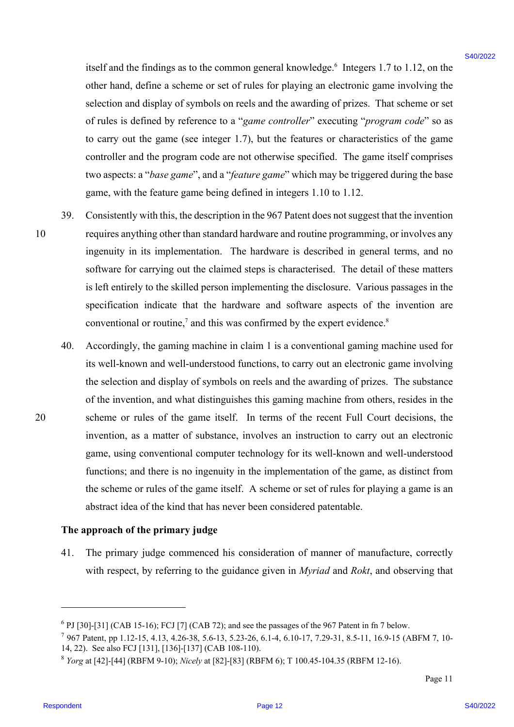itself and the findings as to the common general knowledge.[6] Integers 1.7 to 1.12, on the other hand, define a scheme or set of rules for playing an electronic game involving the selection and display of symbols on reels and the awarding of prizes. That scheme or set of rules is defined by reference to a "*game controller*" executing "*program code*" so as to carry out the game (see integer 1.7), but the features or characteristics of the game controller and the program code are not otherwise specified. The game itself comprises two aspects: a "*base game*", and a "*feature game*" which may be triggered during the base game, with the feature game being defined in integers 1.10 to 1.12.

39. Consistently with this, the description in the 967 Patent does not suggest that the invention requires anything other than standard hardware and routine programming, or involves any ingenuity in its implementation. The hardware is described in general terms, and no software for carrying out the claimed steps is characterised. The detail of these matters is left entirely to the skilled person implementing the disclosure. Various passages in the specification indicate that the hardware and software aspects of the invention are conventional or routine,[7] and this was confirmed by the expert evidence.[8]

40. Accordingly, the gaming machine in claim 1 is a conventional gaming machine used for its well-known and well-understood functions, to carry out an electronic game involving the selection and display of symbols on reels and the awarding of prizes. The substance of the invention, and what distinguishes this gaming machine from others, resides in the scheme or rules of the game itself. In terms of the recent Full Court decisions, the invention, as a matter of substance, involves an instruction to carry out an electronic game, using conventional computer technology for its well-known and well-understood functions; and there is no ingenuity in the implementation of the game, as distinct from the scheme or rules of the game itself. A scheme or set of rules for playing a game is an abstract idea of the kind that has never been considered patentable.

**The approach of the primary judge**

41. The primary judge commenced his consideration of manner of manufacture, correctly with respect, by referring to the guidance given in *Myriad* and *Rokt*, and observing that

---

[6] PJ [30]-[31] (CAB 15-16); FCJ [7] (CAB 72); and see the passages of the 967 Patent in fn 7 below.

[7] 967 Patent, pp 1.12-15, 4.13, 4.26-38, 5.6-13, 5.23-26, 6.1-4, 6.10-17, 7.29-31, 8.5-11, 16.9-15 (ABFM 7, 10-14, 22). See also FCJ [131], [136]-[137] (CAB 108-110).

[8] *Yorg* at [42]-[44] (RBFM 9-10); *Nicely* at [82]-[83] (RBFM 6); T 100.45-104.35 (RBFM 12-16).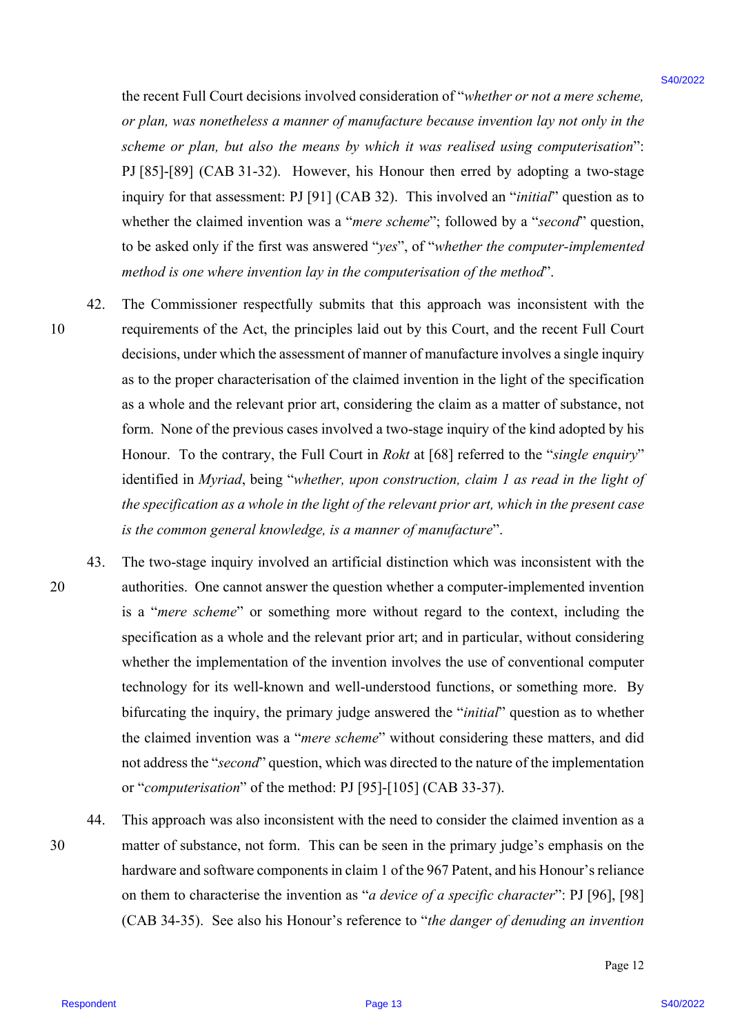the recent Full Court decisions involved consideration of "*whether or not a mere scheme, or plan, was nonetheless a manner of manufacture because invention lay not only in the scheme or plan, but also the means by which it was realised using computerisation*": PJ [85]-[89] (CAB 31-32). However, his Honour then erred by adopting a two-stage inquiry for that assessment: PJ [91] (CAB 32). This involved an "*initial*" question as to whether the claimed invention was a "*mere scheme*"; followed by a "*second*" question, to be asked only if the first was answered "*yes*", of "*whether the computer-implemented method is one where invention lay in the computerisation of the method*".

42. The Commissioner respectfully submits that this approach was inconsistent with the requirements of the Act, the principles laid out by this Court, and the recent Full Court decisions, under which the assessment of manner of manufacture involves a single inquiry as to the proper characterisation of the claimed invention in the light of the specification as a whole and the relevant prior art, considering the claim as a matter of substance, not form. None of the previous cases involved a two-stage inquiry of the kind adopted by his Honour. To the contrary, the Full Court in *Rokt* at [68] referred to the "*single enquiry*" identified in *Myriad*, being "*whether, upon construction, claim 1 as read in the light of the specification as a whole in the light of the relevant prior art, which in the present case is the common general knowledge, is a manner of manufacture*".

43. The two-stage inquiry involved an artificial distinction which was inconsistent with the authorities. One cannot answer the question whether a computer-implemented invention is a "*mere scheme*" or something more without regard to the context, including the specification as a whole and the relevant prior art; and in particular, without considering whether the implementation of the invention involves the use of conventional computer technology for its well-known and well-understood functions, or something more. By bifurcating the inquiry, the primary judge answered the "*initial*" question as to whether the claimed invention was a "*mere scheme*" without considering these matters, and did not address the "*second*" question, which was directed to the nature of the implementation or "*computerisation*" of the method: PJ [95]-[105] (CAB 33-37).

44. This approach was also inconsistent with the need to consider the claimed invention as a matter of substance, not form. This can be seen in the primary judge's emphasis on the hardware and software components in claim 1 of the 967 Patent, and his Honour's reliance on them to characterise the invention as "*a device of a specific character*": PJ [96], [98] (CAB 34-35). See also his Honour's reference to "*the danger of denuding an invention*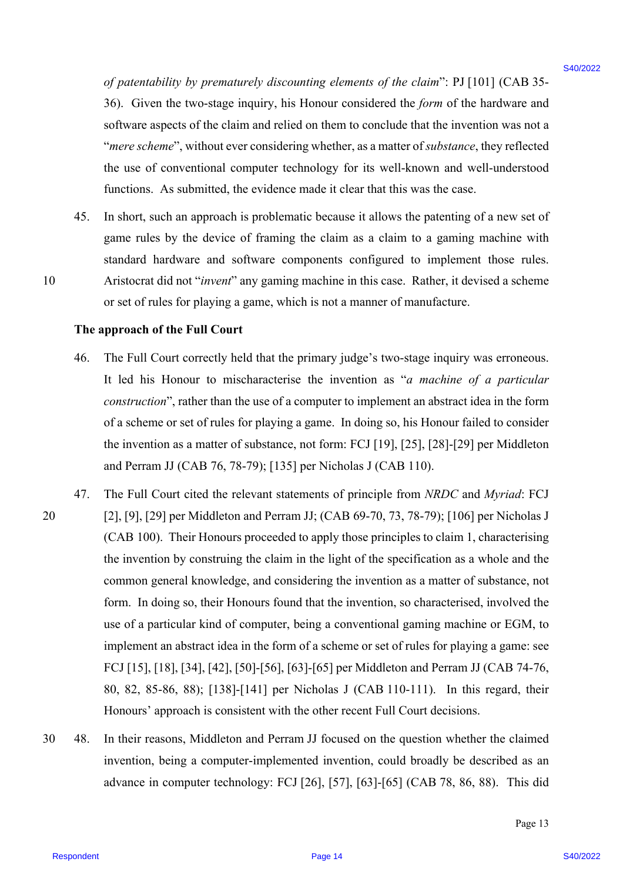*of patentability by prematurely discounting elements of the claim*": PJ [101] (CAB 35-36). Given the two-stage inquiry, his Honour considered the *form* of the hardware and software aspects of the claim and relied on them to conclude that the invention was not a "*mere scheme*", without ever considering whether, as a matter of *substance*, they reflected the use of conventional computer technology for its well-known and well-understood functions. As submitted, the evidence made it clear that this was the case.

45. In short, such an approach is problematic because it allows the patenting of a new set of game rules by the device of framing the claim as a claim to a gaming machine with standard hardware and software components configured to implement those rules. Aristocrat did not "*invent*" any gaming machine in this case. Rather, it devised a scheme or set of rules for playing a game, which is not a manner of manufacture.

**The approach of the Full Court**

46. The Full Court correctly held that the primary judge's two-stage inquiry was erroneous. It led his Honour to mischaracterise the invention as "*a machine of a particular construction*", rather than the use of a computer to implement an abstract idea in the form of a scheme or set of rules for playing a game. In doing so, his Honour failed to consider the invention as a matter of substance, not form: FCJ [19], [25], [28]-[29] per Middleton and Perram JJ (CAB 76, 78-79); [135] per Nicholas J (CAB 110).

47. The Full Court cited the relevant statements of principle from *NRDC* and *Myriad*: FCJ [2], [9], [29] per Middleton and Perram JJ; (CAB 69-70, 73, 78-79); [106] per Nicholas J (CAB 100). Their Honours proceeded to apply those principles to claim 1, characterising the invention by construing the claim in the light of the specification as a whole and the common general knowledge, and considering the invention as a matter of substance, not form. In doing so, their Honours found that the invention, so characterised, involved the use of a particular kind of computer, being a conventional gaming machine or EGM, to implement an abstract idea in the form of a scheme or set of rules for playing a game: see FCJ [15], [18], [34], [42], [50]-[56], [63]-[65] per Middleton and Perram JJ (CAB 74-76, 80, 82, 85-86, 88); [138]-[141] per Nicholas J (CAB 110-111). In this regard, their Honours' approach is consistent with the other recent Full Court decisions.

48. In their reasons, Middleton and Perram JJ focused on the question whether the claimed invention, being a computer-implemented invention, could broadly be described as an advance in computer technology: FCJ [26], [57], [63]-[65] (CAB 78, 86, 88). This did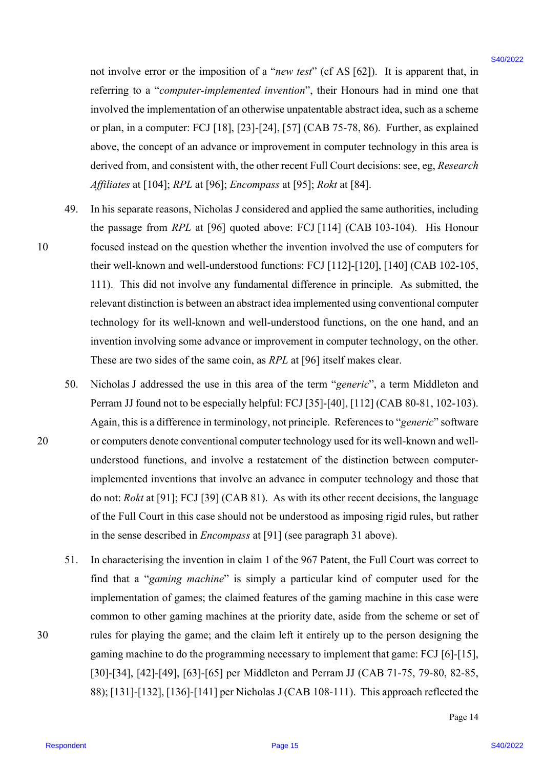not involve error or the imposition of a "*new test*" (cf AS [62]). It is apparent that, in referring to a "*computer-implemented invention*", their Honours had in mind one that involved the implementation of an otherwise unpatentable abstract idea, such as a scheme or plan, in a computer: FCJ [18], [23]-[24], [57] (CAB 75-78, 86). Further, as explained above, the concept of an advance or improvement in computer technology in this area is derived from, and consistent with, the other recent Full Court decisions: see, eg, *Research Affiliates* at [104]; *RPL* at [96]; *Encompass* at [95]; *Rokt* at [84].

49. In his separate reasons, Nicholas J considered and applied the same authorities, including the passage from *RPL* at [96] quoted above: FCJ [114] (CAB 103-104). His Honour focused instead on the question whether the invention involved the use of computers for their well-known and well-understood functions: FCJ [112]-[120], [140] (CAB 102-105, 111). This did not involve any fundamental difference in principle. As submitted, the relevant distinction is between an abstract idea implemented using conventional computer technology for its well-known and well-understood functions, on the one hand, and an invention involving some advance or improvement in computer technology, on the other. These are two sides of the same coin, as *RPL* at [96] itself makes clear.

50. Nicholas J addressed the use in this area of the term "*generic*", a term Middleton and Perram JJ found not to be especially helpful: FCJ [35]-[40], [112] (CAB 80-81, 102-103). Again, this is a difference in terminology, not principle. References to "*generic*" software or computers denote conventional computer technology used for its well-known and well-understood functions, and involve a restatement of the distinction between computer-implemented inventions that involve an advance in computer technology and those that do not: *Rokt* at [91]; FCJ [39] (CAB 81). As with its other recent decisions, the language of the Full Court in this case should not be understood as imposing rigid rules, but rather in the sense described in *Encompass* at [91] (see paragraph 31 above).

51. In characterising the invention in claim 1 of the 967 Patent, the Full Court was correct to find that a "*gaming machine*" is simply a particular kind of computer used for the implementation of games; the claimed features of the gaming machine in this case were common to other gaming machines at the priority date, aside from the scheme or set of rules for playing the game; and the claim left it entirely up to the person designing the gaming machine to do the programming necessary to implement that game: FCJ [6]-[15], [30]-[34], [42]-[49], [63]-[65] per Middleton and Perram JJ (CAB 71-75, 79-80, 82-85, 88); [131]-[132], [136]-[141] per Nicholas J (CAB 108-111). This approach reflected the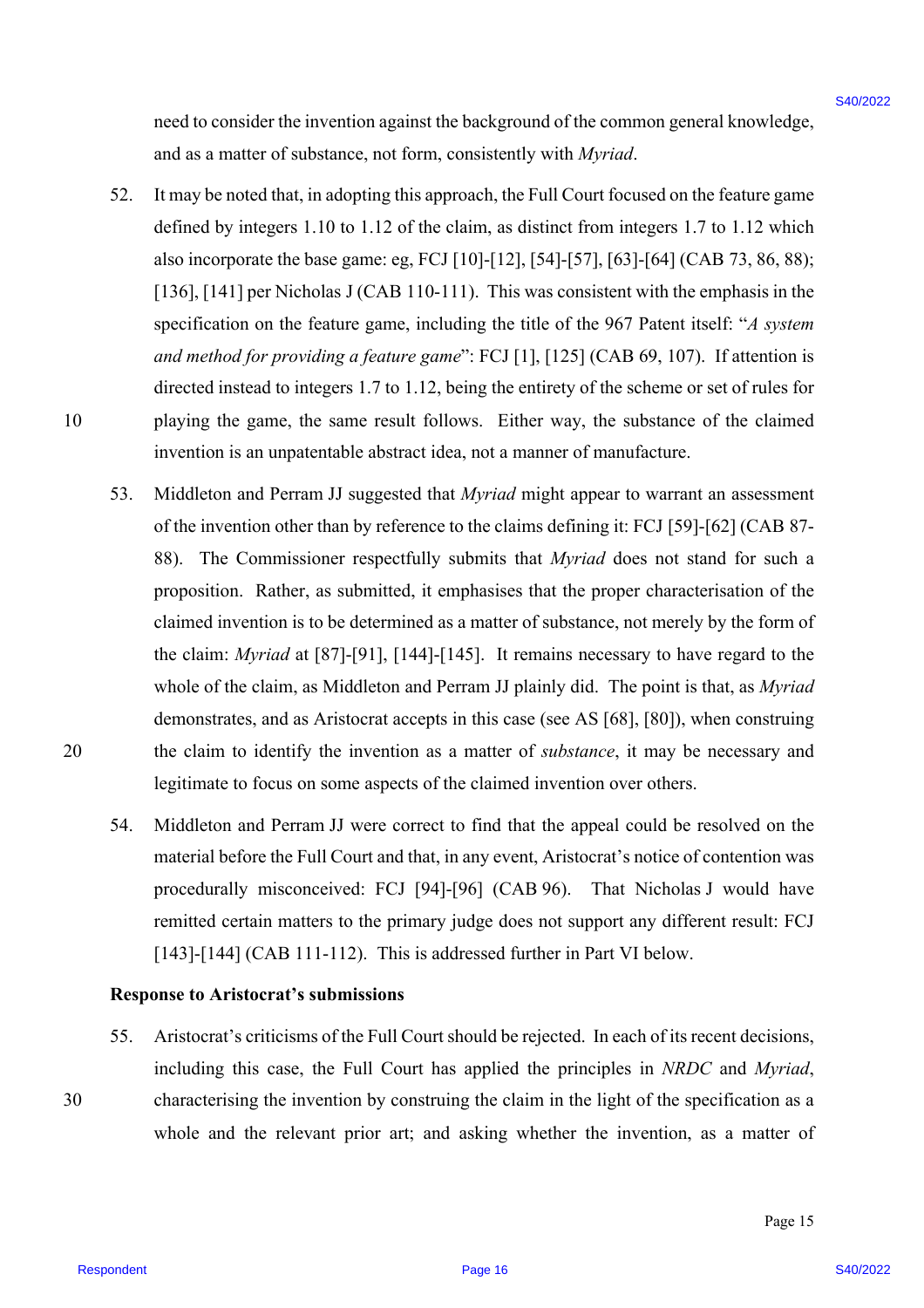need to consider the invention against the background of the common general knowledge, and as a matter of substance, not form, consistently with *Myriad*.

52. It may be noted that, in adopting this approach, the Full Court focused on the feature game defined by integers 1.10 to 1.12 of the claim, as distinct from integers 1.7 to 1.12 which also incorporate the base game: eg, FCJ [10]-[12], [54]-[57], [63]-[64] (CAB 73, 86, 88); [136], [141] per Nicholas J (CAB 110-111). This was consistent with the emphasis in the specification on the feature game, including the title of the 967 Patent itself: "*A system and method for providing a feature game*": FCJ [1], [125] (CAB 69, 107). If attention is directed instead to integers 1.7 to 1.12, being the entirety of the scheme or set of rules for playing the game, the same result follows. Either way, the substance of the claimed invention is an unpatentable abstract idea, not a manner of manufacture.

53. Middleton and Perram JJ suggested that *Myriad* might appear to warrant an assessment of the invention other than by reference to the claims defining it: FCJ [59]-[62] (CAB 87-88). The Commissioner respectfully submits that *Myriad* does not stand for such a proposition. Rather, as submitted, it emphasises that the proper characterisation of the claimed invention is to be determined as a matter of substance, not merely by the form of the claim: *Myriad* at [87]-[91], [144]-[145]. It remains necessary to have regard to the whole of the claim, as Middleton and Perram JJ plainly did. The point is that, as *Myriad* demonstrates, and as Aristocrat accepts in this case (see AS [68], [80]), when construing the claim to identify the invention as a matter of *substance*, it may be necessary and legitimate to focus on some aspects of the claimed invention over others.

54. Middleton and Perram JJ were correct to find that the appeal could be resolved on the material before the Full Court and that, in any event, Aristocrat's notice of contention was procedurally misconceived: FCJ [94]-[96] (CAB 96). That Nicholas J would have remitted certain matters to the primary judge does not support any different result: FCJ [143]-[144] (CAB 111-112). This is addressed further in Part VI below.

**Response to Aristocrat's submissions**

55. Aristocrat's criticisms of the Full Court should be rejected. In each of its recent decisions, including this case, the Full Court has applied the principles in *NRDC* and *Myriad*, characterising the invention by construing the claim in the light of the specification as a whole and the relevant prior art; and asking whether the invention, as a matter of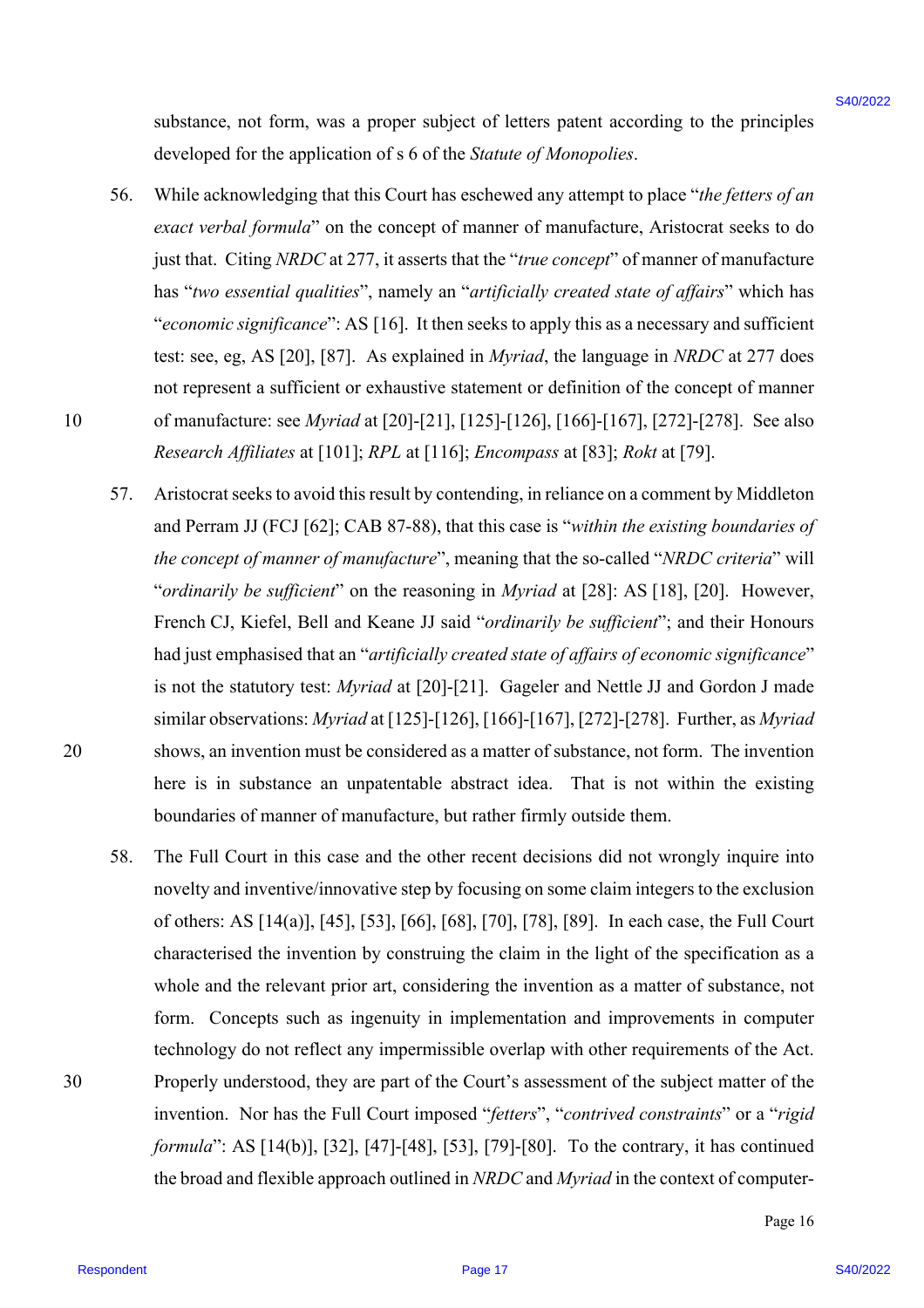substance, not form, was a proper subject of letters patent according to the principles developed for the application of s 6 of the *Statute of Monopolies*.

56. While acknowledging that this Court has eschewed any attempt to place "*the fetters of an exact verbal formula*" on the concept of manner of manufacture, Aristocrat seeks to do just that. Citing *NRDC* at 277, it asserts that the "*true concept*" of manner of manufacture has "*two essential qualities*", namely an "*artificially created state of affairs*" which has "*economic significance*": AS [16]. It then seeks to apply this as a necessary and sufficient test: see, eg, AS [20], [87]. As explained in *Myriad*, the language in *NRDC* at 277 does not represent a sufficient or exhaustive statement or definition of the concept of manner of manufacture: see *Myriad* at [20]-[21], [125]-[126], [166]-[167], [272]-[278]. See also *Research Affiliates* at [101]; *RPL* at [116]; *Encompass* at [83]; *Rokt* at [79].

57. Aristocrat seeks to avoid this result by contending, in reliance on a comment by Middleton and Perram JJ (FCJ [62]; CAB 87-88), that this case is "*within the existing boundaries of the concept of manner of manufacture*", meaning that the so-called "*NRDC criteria*" will "*ordinarily be sufficient*" on the reasoning in *Myriad* at [28]: AS [18], [20]. However, French CJ, Kiefel, Bell and Keane JJ said "*ordinarily be sufficient*"; and their Honours had just emphasised that an "*artificially created state of affairs of economic significance*" is not the statutory test: *Myriad* at [20]-[21]. Gageler and Nettle JJ and Gordon J made similar observations: *Myriad* at [125]-[126], [166]-[167], [272]-[278]. Further, as *Myriad* shows, an invention must be considered as a matter of substance, not form. The invention here is in substance an unpatentable abstract idea. That is not within the existing boundaries of manner of manufacture, but rather firmly outside them.

58. The Full Court in this case and the other recent decisions did not wrongly inquire into novelty and inventive/innovative step by focusing on some claim integers to the exclusion of others: AS [14(a)], [45], [53], [66], [68], [70], [78], [89]. In each case, the Full Court characterised the invention by construing the claim in the light of the specification as a whole and the relevant prior art, considering the invention as a matter of substance, not form. Concepts such as ingenuity in implementation and improvements in computer technology do not reflect any impermissible overlap with other requirements of the Act. Properly understood, they are part of the Court's assessment of the subject matter of the invention. Nor has the Full Court imposed "*fetters*", "*contrived constraints*" or a "*rigid formula*": AS [14(b)], [32], [47]-[48], [53], [79]-[80]. To the contrary, it has continued the broad and flexible approach outlined in *NRDC* and *Myriad* in the context of computer-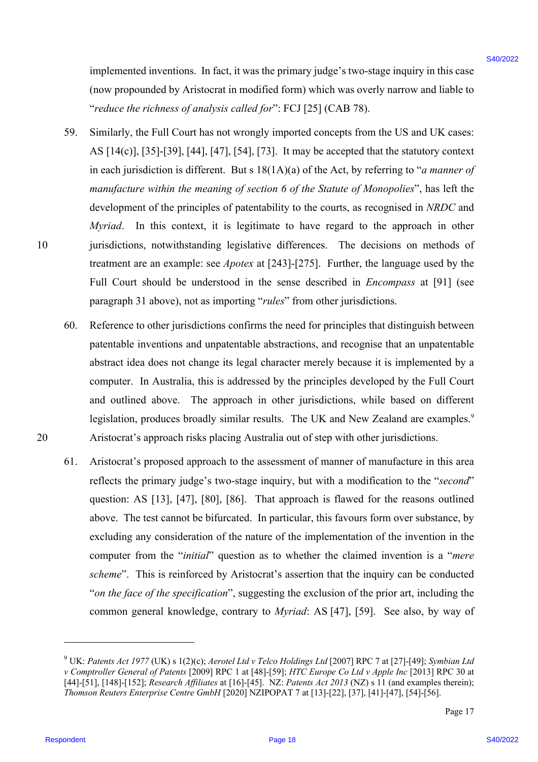implemented inventions. In fact, it was the primary judge's two-stage inquiry in this case (now propounded by Aristocrat in modified form) which was overly narrow and liable to "*reduce the richness of analysis called for*": FCJ [25] (CAB 78).

59. Similarly, the Full Court has not wrongly imported concepts from the US and UK cases: AS [14(c)], [35]-[39], [44], [47], [54], [73]. It may be accepted that the statutory context in each jurisdiction is different. But s 18(1A)(a) of the Act, by referring to "*a manner of manufacture within the meaning of section 6 of the Statute of Monopolies*", has left the development of the principles of patentability to the courts, as recognised in *NRDC* and *Myriad*. In this context, it is legitimate to have regard to the approach in other jurisdictions, notwithstanding legislative differences. The decisions on methods of treatment are an example: see *Apotex* at [243]-[275]. Further, the language used by the Full Court should be understood in the sense described in *Encompass* at [91] (see paragraph 31 above), not as importing "*rules*" from other jurisdictions.

60. Reference to other jurisdictions confirms the need for principles that distinguish between patentable inventions and unpatentable abstractions, and recognise that an unpatentable abstract idea does not change its legal character merely because it is implemented by a computer. In Australia, this is addressed by the principles developed by the Full Court and outlined above. The approach in other jurisdictions, while based on different legislation, produces broadly similar results. The UK and New Zealand are examples.[9] Aristocrat's approach risks placing Australia out of step with other jurisdictions.

61. Aristocrat's proposed approach to the assessment of manner of manufacture in this area reflects the primary judge's two-stage inquiry, but with a modification to the "*second*" question: AS [13], [47], [80], [86]. That approach is flawed for the reasons outlined above. The test cannot be bifurcated. In particular, this favours form over substance, by excluding any consideration of the nature of the implementation of the invention in the computer from the "*initial*" question as to whether the claimed invention is a "*mere scheme*". This is reinforced by Aristocrat's assertion that the inquiry can be conducted "*on the face of the specification*", suggesting the exclusion of the prior art, including the common general knowledge, contrary to *Myriad*: AS [47], [59]. See also, by way of

---

[9] UK: *Patents Act 1977* (UK) s 1(2)(c); *Aerotel Ltd v Telco Holdings Ltd* [2007] RPC 7 at [27]-[49]; *Symbian Ltd v Comptroller General of Patents* [2009] RPC 1 at [48]-[59]; *HTC Europe Co Ltd v Apple Inc* [2013] RPC 30 at [44]-[51], [148]-[152]; *Research Affiliates* at [16]-[45]. NZ: *Patents Act 2013* (NZ) s 11 (and examples therein); *Thomson Reuters Enterprise Centre GmbH* [2020] NZIPOPAT 7 at [13]-[22], [37], [41]-[47], [54]-[56].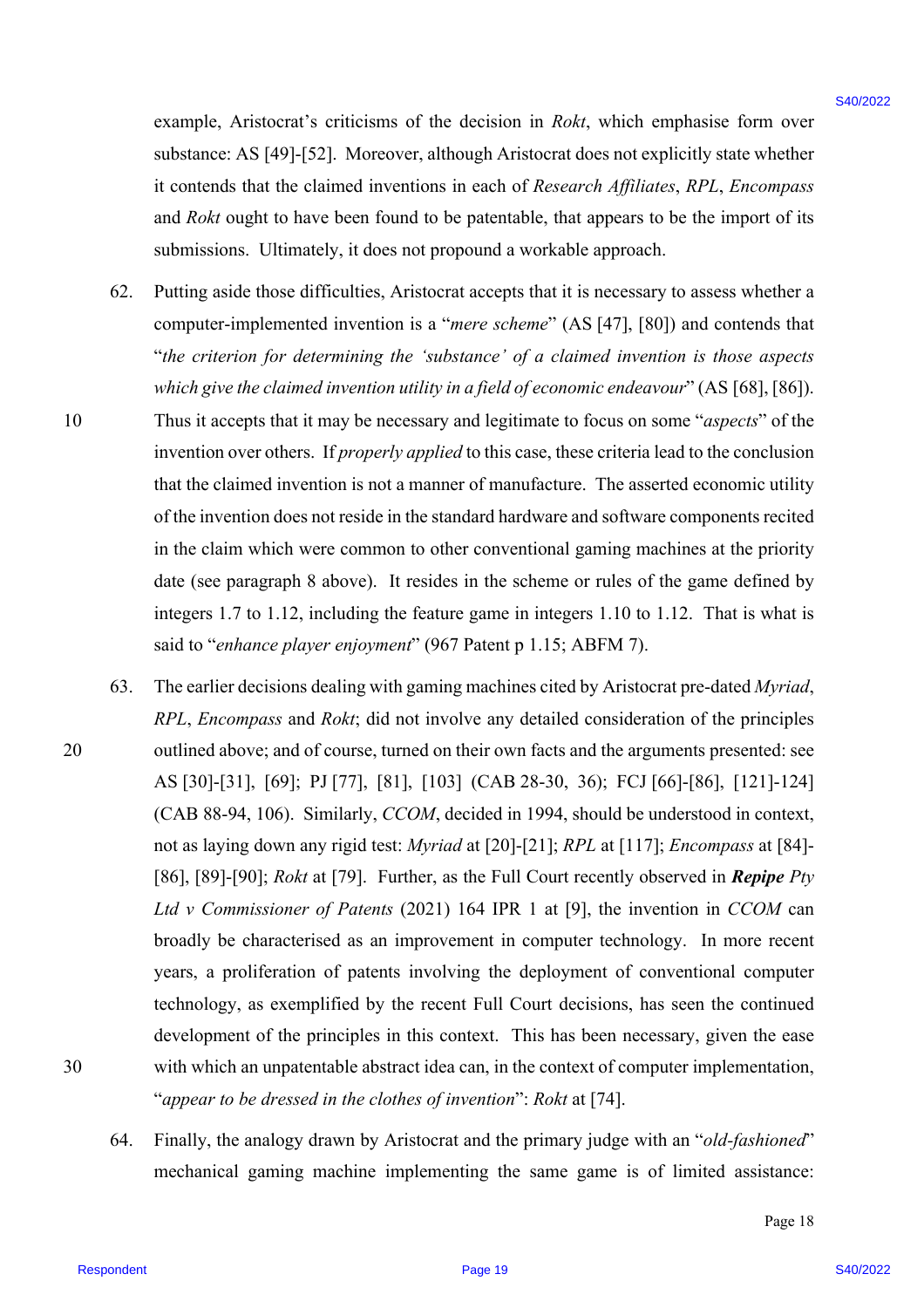example, Aristocrat's criticisms of the decision in *Rokt*, which emphasise form over substance: AS [49]-[52]. Moreover, although Aristocrat does not explicitly state whether it contends that the claimed inventions in each of *Research Affiliates*, *RPL*, *Encompass* and *Rokt* ought to have been found to be patentable, that appears to be the import of its submissions. Ultimately, it does not propound a workable approach.

62. Putting aside those difficulties, Aristocrat accepts that it is necessary to assess whether a computer-implemented invention is a "*mere scheme*" (AS [47], [80]) and contends that "*the criterion for determining the 'substance' of a claimed invention is those aspects which give the claimed invention utility in a field of economic endeavour*" (AS [68], [86]). Thus it accepts that it may be necessary and legitimate to focus on some "*aspects*" of the invention over others. If *properly applied* to this case, these criteria lead to the conclusion that the claimed invention is not a manner of manufacture. The asserted economic utility of the invention does not reside in the standard hardware and software components recited in the claim which were common to other conventional gaming machines at the priority date (see paragraph 8 above). It resides in the scheme or rules of the game defined by integers 1.7 to 1.12, including the feature game in integers 1.10 to 1.12. That is what is said to "*enhance player enjoyment*" (967 Patent p 1.15; ABFM 7).

63. The earlier decisions dealing with gaming machines cited by Aristocrat pre-dated *Myriad*, *RPL*, *Encompass* and *Rokt*; did not involve any detailed consideration of the principles outlined above; and of course, turned on their own facts and the arguments presented: see AS [30]-[31], [69]; PJ [77], [81], [103] (CAB 28-30, 36); FCJ [66]-[86], [121]-124] (CAB 88-94, 106). Similarly, *CCOM*, decided in 1994, should be understood in context, not as laying down any rigid test: *Myriad* at [20]-[21]; *RPL* at [117]; *Encompass* at [84]-[86], [89]-[90]; *Rokt* at [79]. Further, as the Full Court recently observed in ***Repipe** Pty Ltd v Commissioner of Patents* (2021) 164 IPR 1 at [9], the invention in *CCOM* can broadly be characterised as an improvement in computer technology. In more recent years, a proliferation of patents involving the deployment of conventional computer technology, as exemplified by the recent Full Court decisions, has seen the continued development of the principles in this context. This has been necessary, given the ease with which an unpatentable abstract idea can, in the context of computer implementation, "*appear to be dressed in the clothes of invention*": *Rokt* at [74].

64. Finally, the analogy drawn by Aristocrat and the primary judge with an "*old-fashioned*" mechanical gaming machine implementing the same game is of limited assistance: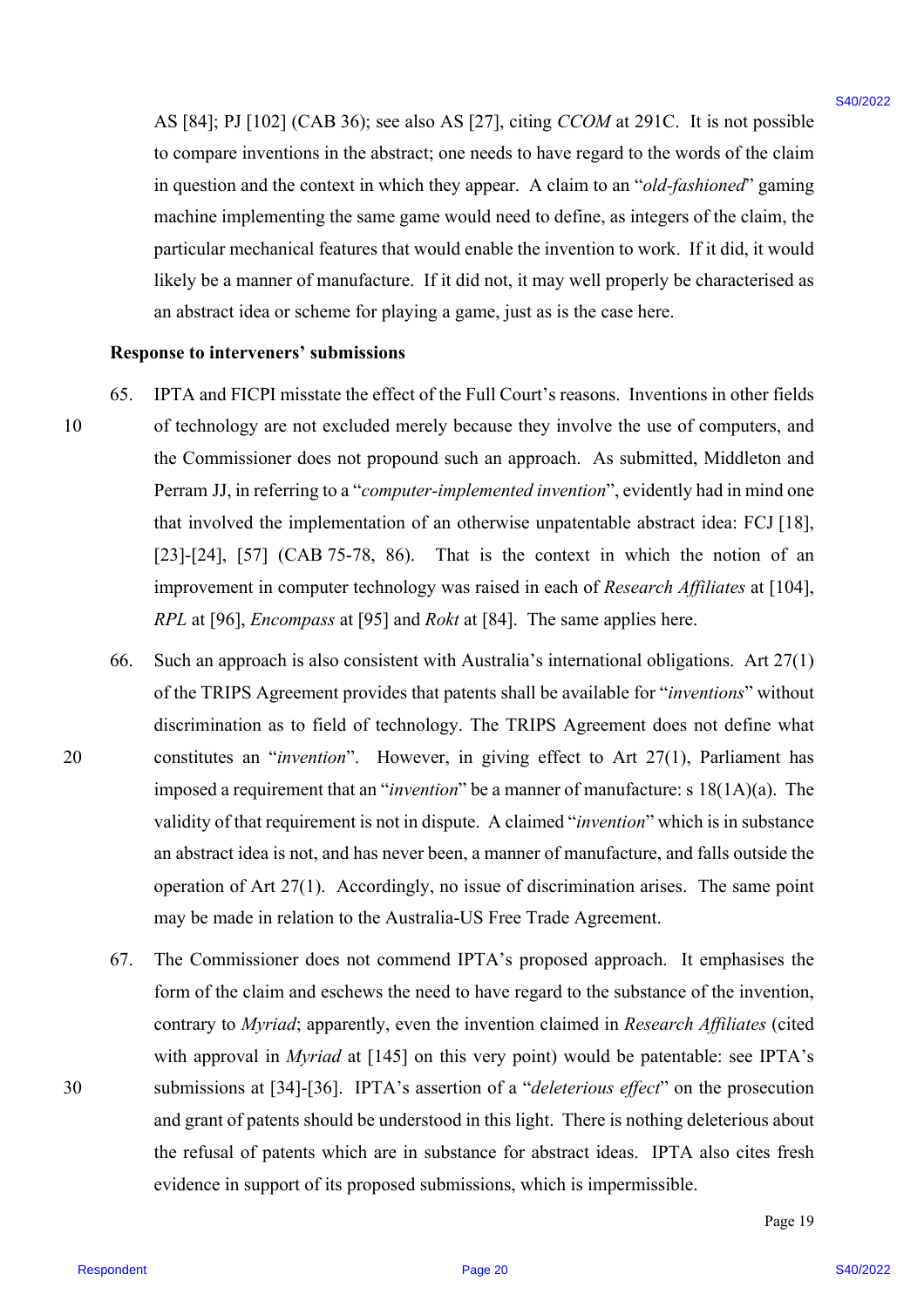AS [84]; PJ [102] (CAB 36); see also AS [27], citing *CCOM* at 291C. It is not possible to compare inventions in the abstract; one needs to have regard to the words of the claim in question and the context in which they appear. A claim to an "*old-fashioned*" gaming machine implementing the same game would need to define, as integers of the claim, the particular mechanical features that would enable the invention to work. If it did, it would likely be a manner of manufacture. If it did not, it may well properly be characterised as an abstract idea or scheme for playing a game, just as is the case here.

**Response to interveners' submissions**

65. IPTA and FICPI misstate the effect of the Full Court's reasons. Inventions in other fields of technology are not excluded merely because they involve the use of computers, and the Commissioner does not propound such an approach. As submitted, Middleton and Perram JJ, in referring to a "*computer-implemented invention*", evidently had in mind one that involved the implementation of an otherwise unpatentable abstract idea: FCJ [18], [23]-[24], [57] (CAB 75-78, 86). That is the context in which the notion of an improvement in computer technology was raised in each of *Research Affiliates* at [104], *RPL* at [96], *Encompass* at [95] and *Rokt* at [84]. The same applies here.

66. Such an approach is also consistent with Australia's international obligations. Art 27(1) of the TRIPS Agreement provides that patents shall be available for "*inventions*" without discrimination as to field of technology. The TRIPS Agreement does not define what constitutes an "*invention*". However, in giving effect to Art 27(1), Parliament has imposed a requirement that an "*invention*" be a manner of manufacture: s 18(1A)(a). The validity of that requirement is not in dispute. A claimed "*invention*" which is in substance an abstract idea is not, and has never been, a manner of manufacture, and falls outside the operation of Art 27(1). Accordingly, no issue of discrimination arises. The same point may be made in relation to the Australia-US Free Trade Agreement.

67. The Commissioner does not commend IPTA's proposed approach. It emphasises the form of the claim and eschews the need to have regard to the substance of the invention, contrary to *Myriad*; apparently, even the invention claimed in *Research Affiliates* (cited with approval in *Myriad* at [145] on this very point) would be patentable: see IPTA's submissions at [34]-[36]. IPTA's assertion of a "*deleterious effect*" on the prosecution and grant of patents should be understood in this light. There is nothing deleterious about the refusal of patents which are in substance for abstract ideas. IPTA also cites fresh evidence in support of its proposed submissions, which is impermissible.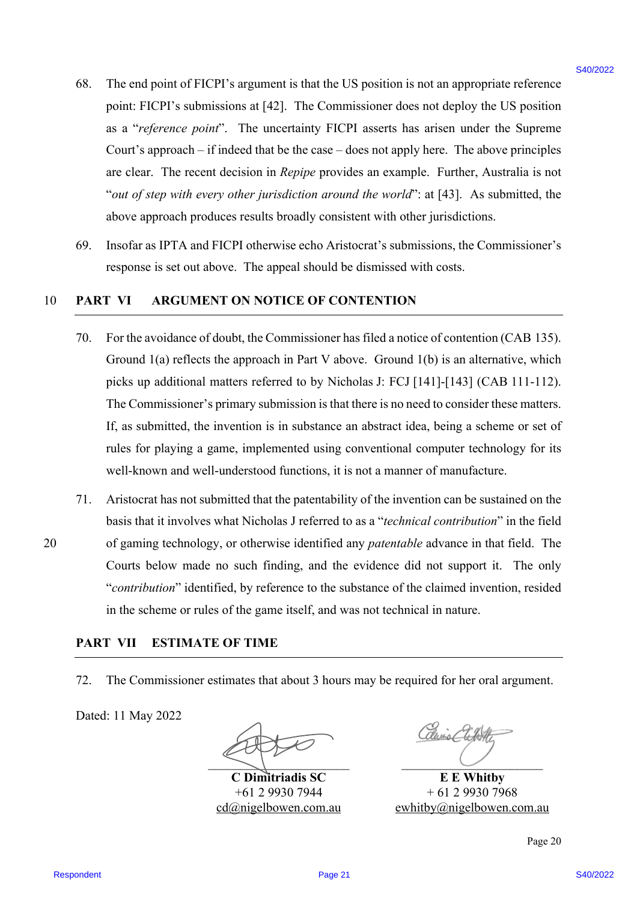68. The end point of FICPI's argument is that the US position is not an appropriate reference point: FICPI's submissions at [42]. The Commissioner does not deploy the US position as a "*reference point*". The uncertainty FICPI asserts has arisen under the Supreme Court's approach – if indeed that be the case – does not apply here. The above principles are clear. The recent decision in *Repipe* provides an example. Further, Australia is not "*out of step with every other jurisdiction around the world*": at [43]. As submitted, the above approach produces results broadly consistent with other jurisdictions.

69. Insofar as IPTA and FICPI otherwise echo Aristocrat's submissions, the Commissioner's response is set out above. The appeal should be dismissed with costs.

## PART VI ARGUMENT ON NOTICE OF CONTENTION

70. For the avoidance of doubt, the Commissioner has filed a notice of contention (CAB 135). Ground 1(a) reflects the approach in Part V above. Ground 1(b) is an alternative, which picks up additional matters referred to by Nicholas J: FCJ [141]-[143] (CAB 111-112). The Commissioner's primary submission is that there is no need to consider these matters. If, as submitted, the invention is in substance an abstract idea, being a scheme or set of rules for playing a game, implemented using conventional computer technology for its well-known and well-understood functions, it is not a manner of manufacture.

71. Aristocrat has not submitted that the patentability of the invention can be sustained on the basis that it involves what Nicholas J referred to as a "*technical contribution*" in the field of gaming technology, or otherwise identified any *patentable* advance in that field. The Courts below made no such finding, and the evidence did not support it. The only "*contribution*" identified, by reference to the substance of the claimed invention, resided in the scheme or rules of the game itself, and was not technical in nature.

## PART VII ESTIMATE OF TIME

72. The Commissioner estimates that about 3 hours may be required for her oral argument.

Dated: 11 May 2022

| | |
|---|---|
| **C Dimitriadis SC** | **E E Whitby** |
| +61 2 9930 7944 | + 61 2 9930 7968 |
| cd@nigelbowen.com.au | ewhitby@nigelbowen.com.au |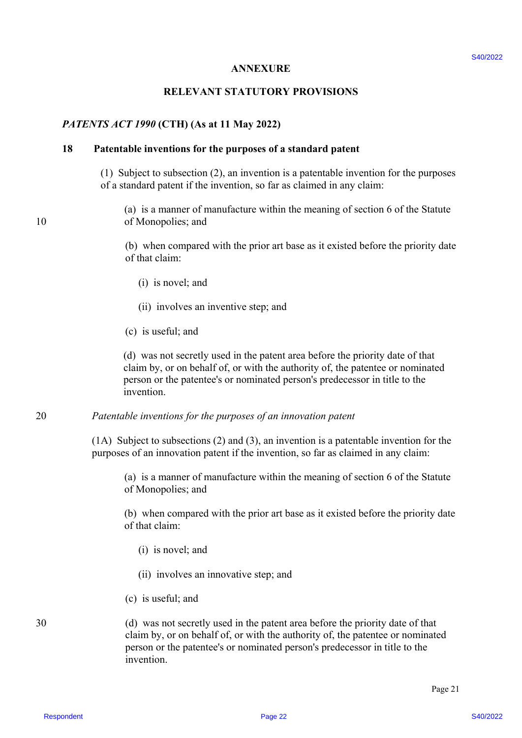# ANNEXURE

## RELEVANT STATUTORY PROVISIONS

***PATENTS ACT 1990* (CTH) (As at 11 May 2022)**

### 18 Patentable inventions for the purposes of a standard patent

(1) Subject to subsection (2), an invention is a patentable invention for the purposes of a standard patent if the invention, so far as claimed in any claim:

(a) is a manner of manufacture within the meaning of section 6 of the Statute of Monopolies; and

(b) when compared with the prior art base as it existed before the priority date of that claim:

(i) is novel; and

(ii) involves an inventive step; and

(c) is useful; and

(d) was not secretly used in the patent area before the priority date of that claim by, or on behalf of, or with the authority of, the patentee or nominated person or the patentee's or nominated person's predecessor in title to the invention.

*Patentable inventions for the purposes of an innovation patent*

(1A) Subject to subsections (2) and (3), an invention is a patentable invention for the purposes of an innovation patent if the invention, so far as claimed in any claim:

(a) is a manner of manufacture within the meaning of section 6 of the Statute of Monopolies; and

(b) when compared with the prior art base as it existed before the priority date of that claim:

(i) is novel; and

(ii) involves an innovative step; and

(c) is useful; and

(d) was not secretly used in the patent area before the priority date of that claim by, or on behalf of, or with the authority of, the patentee or nominated person or the patentee's or nominated person's predecessor in title to the invention.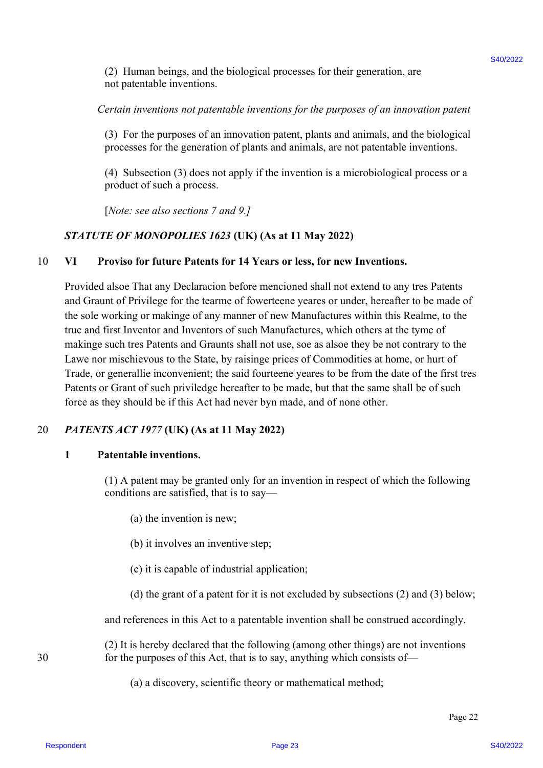(2) Human beings, and the biological processes for their generation, are not patentable inventions.

*Certain inventions not patentable inventions for the purposes of an innovation patent*

(3) For the purposes of an innovation patent, plants and animals, and the biological processes for the generation of plants and animals, are not patentable inventions.

(4) Subsection (3) does not apply if the invention is a microbiological process or a product of such a process.

[*Note: see also sections 7 and 9.*]

***STATUTE OF MONOPOLIES 1623* (UK) (As at 11 May 2022)**

**VI Proviso for future Patents for 14 Years or less, for new Inventions.**

Provided alsoe That any Declaracion before mencioned shall not extend to any tres Patents and Graunt of Privilege for the tearme of fowerteene yeares or under, hereafter to be made of the sole working or makinge of any manner of new Manufactures within this Realme, to the true and first Inventor and Inventors of such Manufactures, which others at the tyme of makinge such tres Patents and Graunts shall not use, soe as alsoe they be not contrary to the Lawe nor mischievous to the State, by raisinge prices of Commodities at home, or hurt of Trade, or generallie inconvenient; the said fourteene yeares to be from the date of the first tres Patents or Grant of such priviledge hereafter to be made, but that the same shall be of such force as they should be if this Act had never byn made, and of none other.

***PATENTS ACT 1977* (UK) (As at 11 May 2022)**

**1 Patentable inventions.**

(1) A patent may be granted only for an invention in respect of which the following conditions are satisfied, that is to say—

(a) the invention is new;

(b) it involves an inventive step;

(c) it is capable of industrial application;

(d) the grant of a patent for it is not excluded by subsections (2) and (3) below;

and references in this Act to a patentable invention shall be construed accordingly.

(2) It is hereby declared that the following (among other things) are not inventions for the purposes of this Act, that is to say, anything which consists of—

(a) a discovery, scientific theory or mathematical method;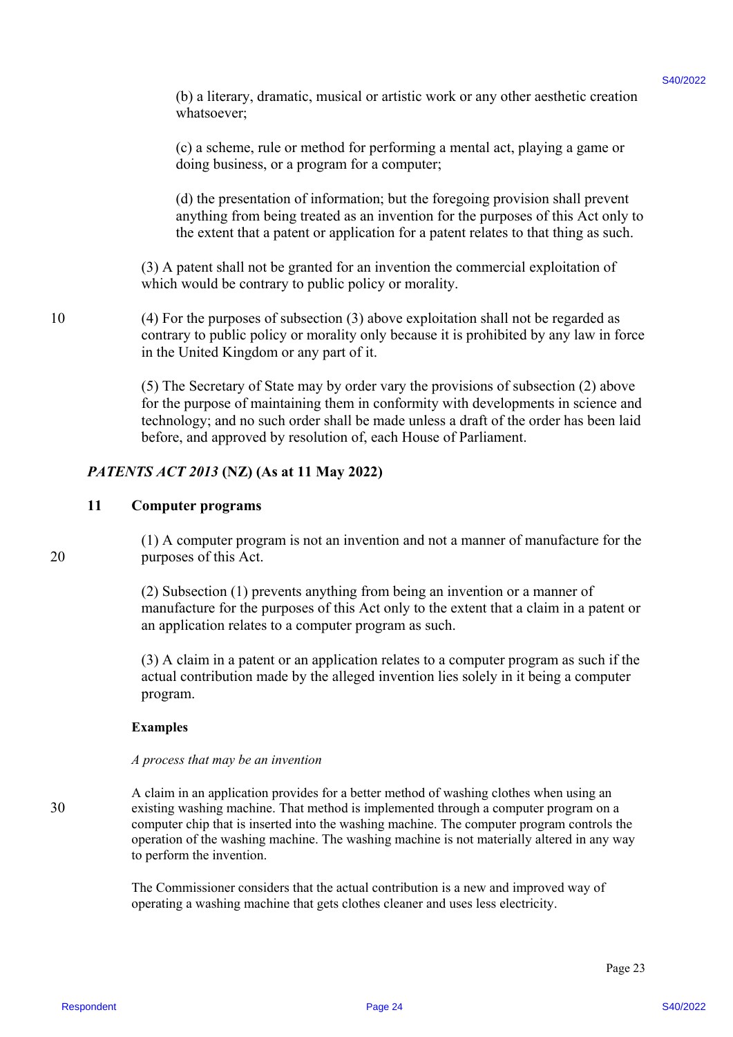(b) a literary, dramatic, musical or artistic work or any other aesthetic creation whatsoever;

(c) a scheme, rule or method for performing a mental act, playing a game or doing business, or a program for a computer;

(d) the presentation of information; but the foregoing provision shall prevent anything from being treated as an invention for the purposes of this Act only to the extent that a patent or application for a patent relates to that thing as such.

(3) A patent shall not be granted for an invention the commercial exploitation of which would be contrary to public policy or morality.

(4) For the purposes of subsection (3) above exploitation shall not be regarded as contrary to public policy or morality only because it is prohibited by any law in force in the United Kingdom or any part of it.

(5) The Secretary of State may by order vary the provisions of subsection (2) above for the purpose of maintaining them in conformity with developments in science and technology; and no such order shall be made unless a draft of the order has been laid before, and approved by resolution of, each House of Parliament.

***PATENTS ACT 2013*** **(NZ) (As at 11 May 2022)**

**11 Computer programs**

(1) A computer program is not an invention and not a manner of manufacture for the purposes of this Act.

(2) Subsection (1) prevents anything from being an invention or a manner of manufacture for the purposes of this Act only to the extent that a claim in a patent or an application relates to a computer program as such.

(3) A claim in a patent or an application relates to a computer program as such if the actual contribution made by the alleged invention lies solely in it being a computer program.

**Examples**

*A process that may be an invention*

A claim in an application provides for a better method of washing clothes when using an existing washing machine. That method is implemented through a computer program on a computer chip that is inserted into the washing machine. The computer program controls the operation of the washing machine. The washing machine is not materially altered in any way to perform the invention.

The Commissioner considers that the actual contribution is a new and improved way of operating a washing machine that gets clothes cleaner and uses less electricity.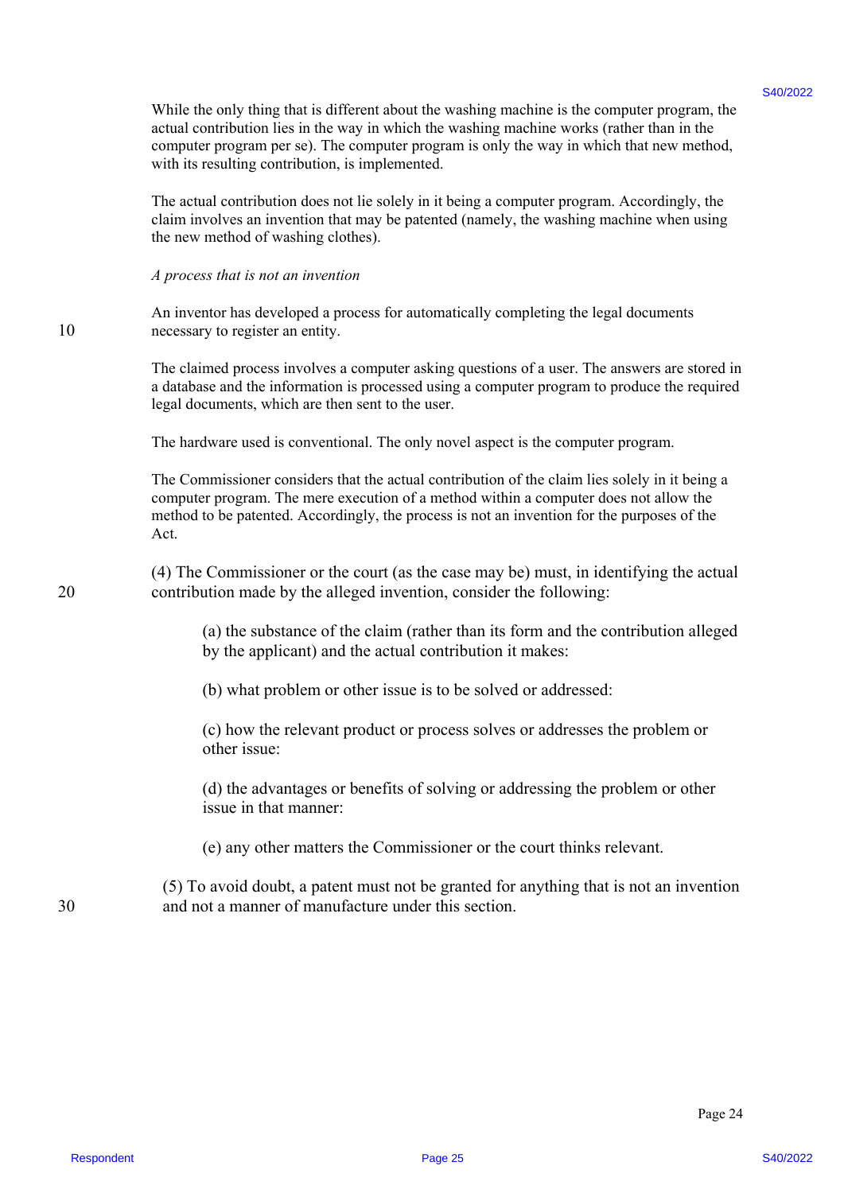While the only thing that is different about the washing machine is the computer program, the actual contribution lies in the way in which the washing machine works (rather than in the computer program per se). The computer program is only the way in which that new method, with its resulting contribution, is implemented.

The actual contribution does not lie solely in it being a computer program. Accordingly, the claim involves an invention that may be patented (namely, the washing machine when using the new method of washing clothes).

*A process that is not an invention*

An inventor has developed a process for automatically completing the legal documents necessary to register an entity.

The claimed process involves a computer asking questions of a user. The answers are stored in a database and the information is processed using a computer program to produce the required legal documents, which are then sent to the user.

The hardware used is conventional. The only novel aspect is the computer program.

The Commissioner considers that the actual contribution of the claim lies solely in it being a computer program. The mere execution of a method within a computer does not allow the method to be patented. Accordingly, the process is not an invention for the purposes of the Act.

(4) The Commissioner or the court (as the case may be) must, in identifying the actual contribution made by the alleged invention, consider the following:

(a) the substance of the claim (rather than its form and the contribution alleged by the applicant) and the actual contribution it makes:

(b) what problem or other issue is to be solved or addressed:

(c) how the relevant product or process solves or addresses the problem or other issue:

(d) the advantages or benefits of solving or addressing the problem or other issue in that manner:

(e) any other matters the Commissioner or the court thinks relevant.

(5) To avoid doubt, a patent must not be granted for anything that is not an invention and not a manner of manufacture under this section.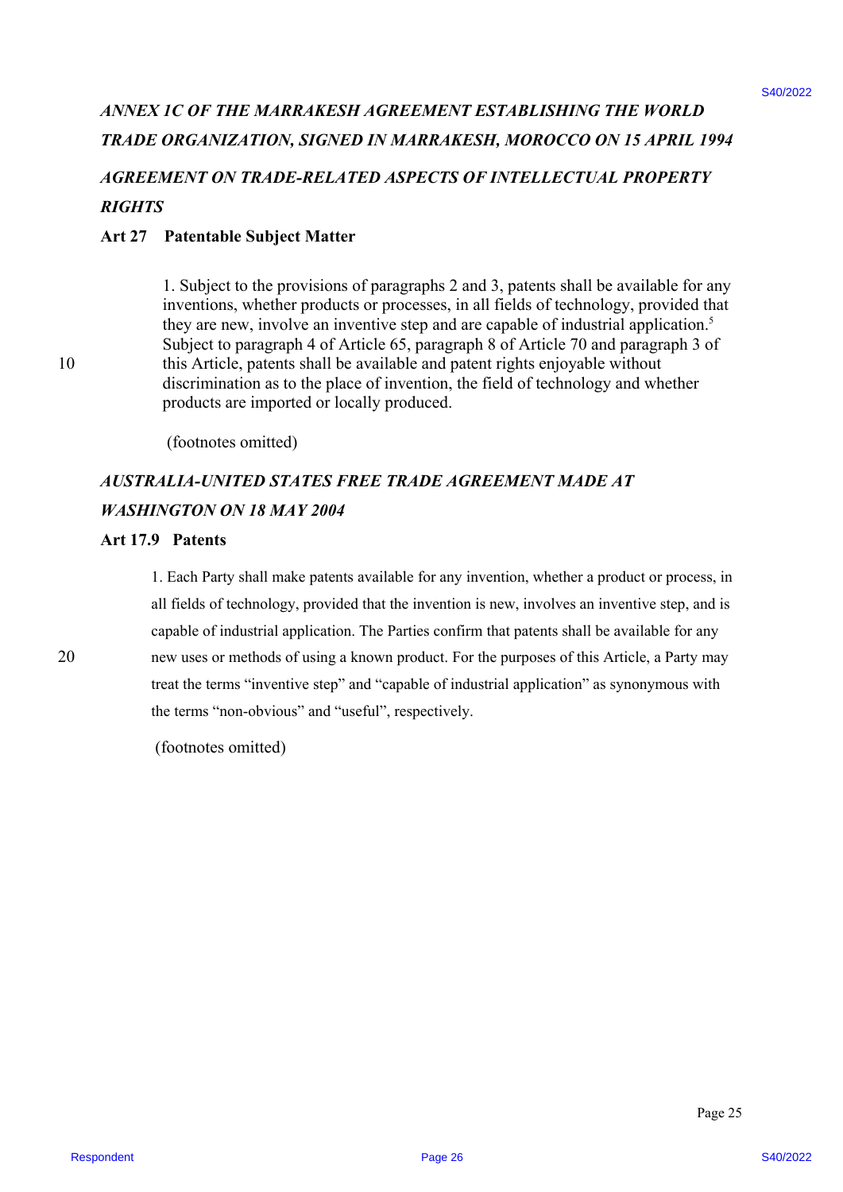*ANNEX 1C OF THE MARRAKESH AGREEMENT ESTABLISHING THE WORLD TRADE ORGANIZATION, SIGNED IN MARRAKESH, MOROCCO ON 15 APRIL 1994*

*AGREEMENT ON TRADE-RELATED ASPECTS OF INTELLECTUAL PROPERTY RIGHTS*

**Art 27 Patentable Subject Matter**

> 1. Subject to the provisions of paragraphs 2 and 3, patents shall be available for any inventions, whether products or processes, in all fields of technology, provided that they are new, involve an inventive step and are capable of industrial application.[5] Subject to paragraph 4 of Article 65, paragraph 8 of Article 70 and paragraph 3 of this Article, patents shall be available and patent rights enjoyable without discrimination as to the place of invention, the field of technology and whether products are imported or locally produced.
>
> (footnotes omitted)

*AUSTRALIA-UNITED STATES FREE TRADE AGREEMENT MADE AT WASHINGTON ON 18 MAY 2004*

**Art 17.9 Patents**

> 1. Each Party shall make patents available for any invention, whether a product or process, in all fields of technology, provided that the invention is new, involves an inventive step, and is capable of industrial application. The Parties confirm that patents shall be available for any new uses or methods of using a known product. For the purposes of this Article, a Party may treat the terms "inventive step" and "capable of industrial application" as synonymous with the terms "non-obvious" and "useful", respectively.
>
> (footnotes omitted)